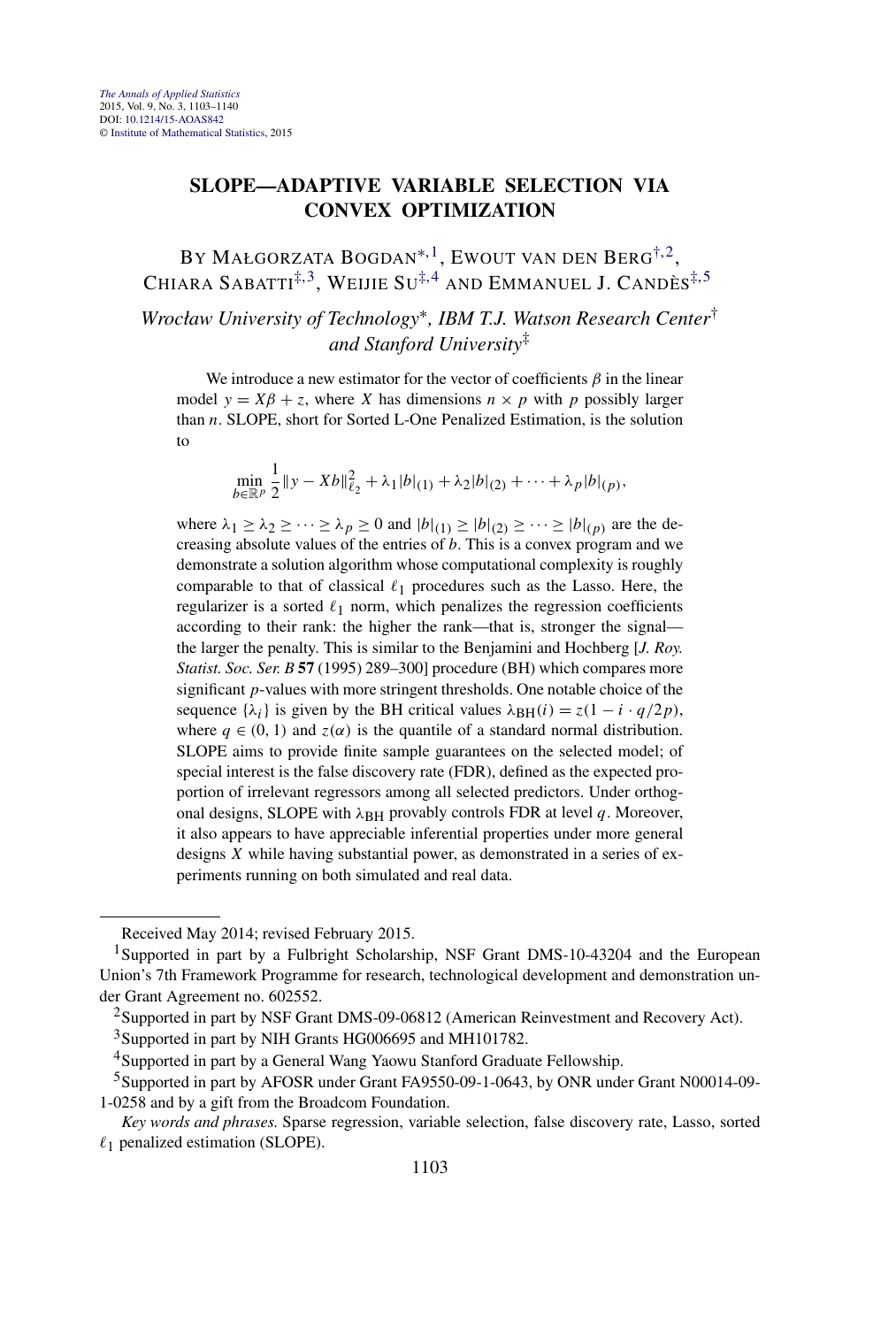# SLOPE—ADAPTIVE VARIABLE SELECTION VIA CONVEX OPTIMIZATION

BY MAŁGORZATA BOGDAN[*,1], EWOUT VAN DEN BERG[†,2], CHIARA SABATTI[‡,3], WEIJIE SU[‡,4] AND EMMANUEL J. CANDÈS[‡,5]

*Wrocław University of Technology*[*], *IBM T.J. Watson Research Center*[†] *and Stanford University*[‡]

We introduce a new estimator for the vector of coefficients $\beta$ in the linear model $y = X\beta + z$, where $X$ has dimensions $n \times p$ with $p$ possibly larger than $n$. SLOPE, short for Sorted L-One Penalized Estimation, is the solution to

$$\min_{b \in \mathbb{R}^p} \frac{1}{2}\|y - Xb\|_{\ell_2}^2 + \lambda_1 |b|_{(1)} + \lambda_2 |b|_{(2)} + \cdots + \lambda_p |b|_{(p)},$$

where $\lambda_1 \geq \lambda_2 \geq \cdots \geq \lambda_p \geq 0$ and $|b|_{(1)} \geq |b|_{(2)} \geq \cdots \geq |b|_{(p)}$ are the decreasing absolute values of the entries of $b$. This is a convex program and we demonstrate a solution algorithm whose computational complexity is roughly comparable to that of classical $\ell_1$ procedures such as the Lasso. Here, the regularizer is a sorted $\ell_1$ norm, which penalizes the regression coefficients according to their rank: the higher the rank—that is, stronger the signal—the larger the penalty. This is similar to the Benjamini and Hochberg [*J. Roy. Statist. Soc. Ser. B* **57** (1995) 289–300] procedure (BH) which compares more significant $p$-values with more stringent thresholds. One notable choice of the sequence $\{\lambda_i\}$ is given by the BH critical values $\lambda_{\mathrm{BH}}(i) = z(1 - i \cdot q/2p)$, where $q \in (0, 1)$ and $z(\alpha)$ is the quantile of a standard normal distribution. SLOPE aims to provide finite sample guarantees on the selected model; of special interest is the false discovery rate (FDR), defined as the expected proportion of irrelevant regressors among all selected predictors. Under orthogonal designs, SLOPE with $\lambda_{\mathrm{BH}}$ provably controls FDR at level $q$. Moreover, it also appears to have appreciable inferential properties under more general designs $X$ while having substantial power, as demonstrated in a series of experiments running on both simulated and real data.

---

Received May 2014; revised February 2015.

[1] Supported in part by a Fulbright Scholarship, NSF Grant DMS-10-43204 and the European Union's 7th Framework Programme for research, technological development and demonstration under Grant Agreement no. 602552.

[2] Supported in part by NSF Grant DMS-09-06812 (American Reinvestment and Recovery Act).

[3] Supported in part by NIH Grants HG006695 and MH101782.

[4] Supported in part by a General Wang Yaowu Stanford Graduate Fellowship.

[5] Supported in part by AFOSR under Grant FA9550-09-1-0643, by ONR under Grant N00014-09-1-0258 and by a gift from the Broadcom Foundation.

*Key words and phrases.* Sparse regression, variable selection, false discovery rate, Lasso, sorted $\ell_1$ penalized estimation (SLOPE).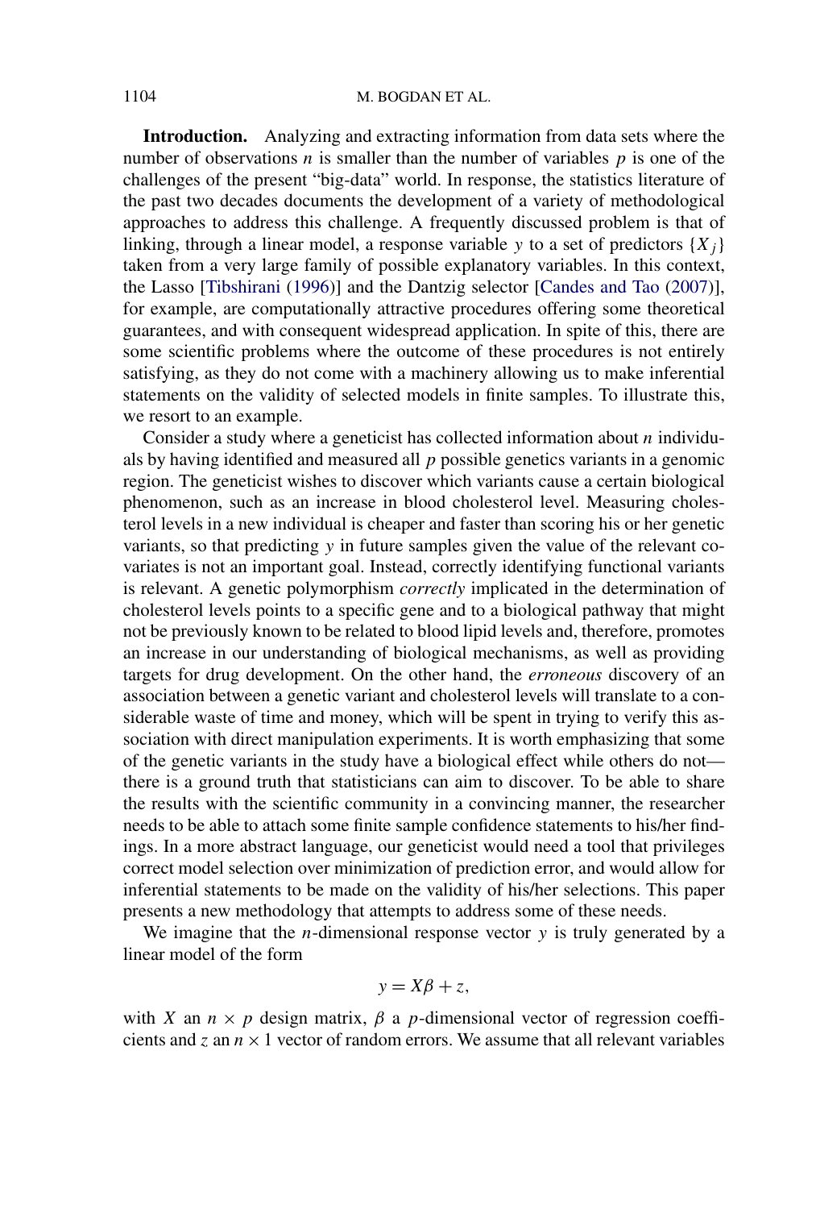**Introduction.** Analyzing and extracting information from data sets where the number of observations $n$ is smaller than the number of variables $p$ is one of the challenges of the present "big-data" world. In response, the statistics literature of the past two decades documents the development of a variety of methodological approaches to address this challenge. A frequently discussed problem is that of linking, through a linear model, a response variable $y$ to a set of predictors $\{X_j\}$ taken from a very large family of possible explanatory variables. In this context, the Lasso [Tibshirani (1996)] and the Dantzig selector [Candes and Tao (2007)], for example, are computationally attractive procedures offering some theoretical guarantees, and with consequent widespread application. In spite of this, there are some scientific problems where the outcome of these procedures is not entirely satisfying, as they do not come with a machinery allowing us to make inferential statements on the validity of selected models in finite samples. To illustrate this, we resort to an example.

Consider a study where a geneticist has collected information about $n$ individuals by having identified and measured all $p$ possible genetics variants in a genomic region. The geneticist wishes to discover which variants cause a certain biological phenomenon, such as an increase in blood cholesterol level. Measuring cholesterol levels in a new individual is cheaper and faster than scoring his or her genetic variants, so that predicting $y$ in future samples given the value of the relevant covariates is not an important goal. Instead, correctly identifying functional variants is relevant. A genetic polymorphism *correctly* implicated in the determination of cholesterol levels points to a specific gene and to a biological pathway that might not be previously known to be related to blood lipid levels and, therefore, promotes an increase in our understanding of biological mechanisms, as well as providing targets for drug development. On the other hand, the *erroneous* discovery of an association between a genetic variant and cholesterol levels will translate to a considerable waste of time and money, which will be spent in trying to verify this association with direct manipulation experiments. It is worth emphasizing that some of the genetic variants in the study have a biological effect while others do not—there is a ground truth that statisticians can aim to discover. To be able to share the results with the scientific community in a convincing manner, the researcher needs to be able to attach some finite sample confidence statements to his/her findings. In a more abstract language, our geneticist would need a tool that privileges correct model selection over minimization of prediction error, and would allow for inferential statements to be made on the validity of his/her selections. This paper presents a new methodology that attempts to address some of these needs.

We imagine that the $n$-dimensional response vector $y$ is truly generated by a linear model of the form

$$y = X\beta + z,$$

with $X$ an $n \times p$ design matrix, $\beta$ a $p$-dimensional vector of regression coefficients and $z$ an $n \times 1$ vector of random errors. We assume that all relevant variables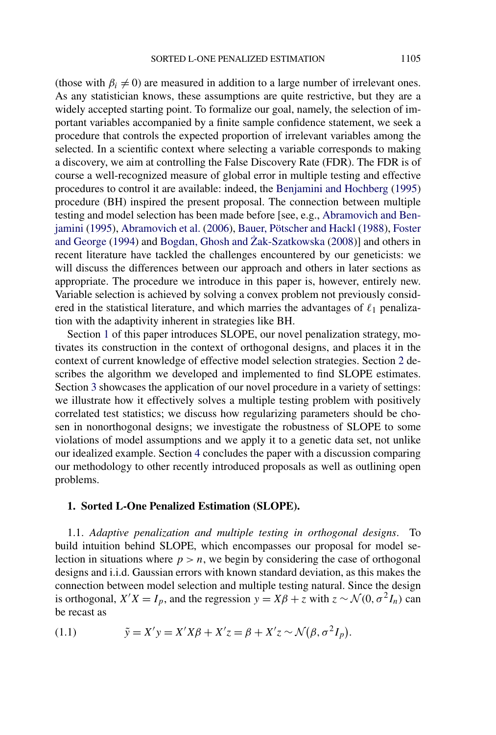(those with $\beta_i \neq 0$) are measured in addition to a large number of irrelevant ones. As any statistician knows, these assumptions are quite restrictive, but they are a widely accepted starting point. To formalize our goal, namely, the selection of important variables accompanied by a finite sample confidence statement, we seek a procedure that controls the expected proportion of irrelevant variables among the selected. In a scientific context where selecting a variable corresponds to making a discovery, we aim at controlling the False Discovery Rate (FDR). The FDR is of course a well-recognized measure of global error in multiple testing and effective procedures to control it are available: indeed, the Benjamini and Hochberg (1995) procedure (BH) inspired the present proposal. The connection between multiple testing and model selection has been made before [see, e.g., Abramovich and Benjamini (1995), Abramovich et al. (2006), Bauer, Pötscher and Hackl (1988), Foster and George (1994) and Bogdan, Ghosh and Żak-Szatkowska (2008)] and others in recent literature have tackled the challenges encountered by our geneticists: we will discuss the differences between our approach and others in later sections as appropriate. The procedure we introduce in this paper is, however, entirely new. Variable selection is achieved by solving a convex problem not previously considered in the statistical literature, and which marries the advantages of $\ell_1$ penalization with the adaptivity inherent in strategies like BH.

Section 1 of this paper introduces SLOPE, our novel penalization strategy, motivates its construction in the context of orthogonal designs, and places it in the context of current knowledge of effective model selection strategies. Section 2 describes the algorithm we developed and implemented to find SLOPE estimates. Section 3 showcases the application of our novel procedure in a variety of settings: we illustrate how it effectively solves a multiple testing problem with positively correlated test statistics; we discuss how regularizing parameters should be chosen in nonorthogonal designs; we investigate the robustness of SLOPE to some violations of model assumptions and we apply it to a genetic data set, not unlike our idealized example. Section 4 concludes the paper with a discussion comparing our methodology to other recently introduced proposals as well as outlining open problems.

## 1. Sorted L-One Penalized Estimation (SLOPE).

1.1. *Adaptive penalization and multiple testing in orthogonal designs.* To build intuition behind SLOPE, which encompasses our proposal for model selection in situations where $p > n$, we begin by considering the case of orthogonal designs and i.i.d. Gaussian errors with known standard deviation, as this makes the connection between model selection and multiple testing natural. Since the design is orthogonal, $X'X = I_p$, and the regression $y = X\beta + z$ with $z \sim \mathcal{N}(0, \sigma^2 I_n)$ can be recast as

$$\tilde{y} = X'y = X'X\beta + X'z = \beta + X'z \sim \mathcal{N}(\beta, \sigma^2 I_p). \tag{1.1}$$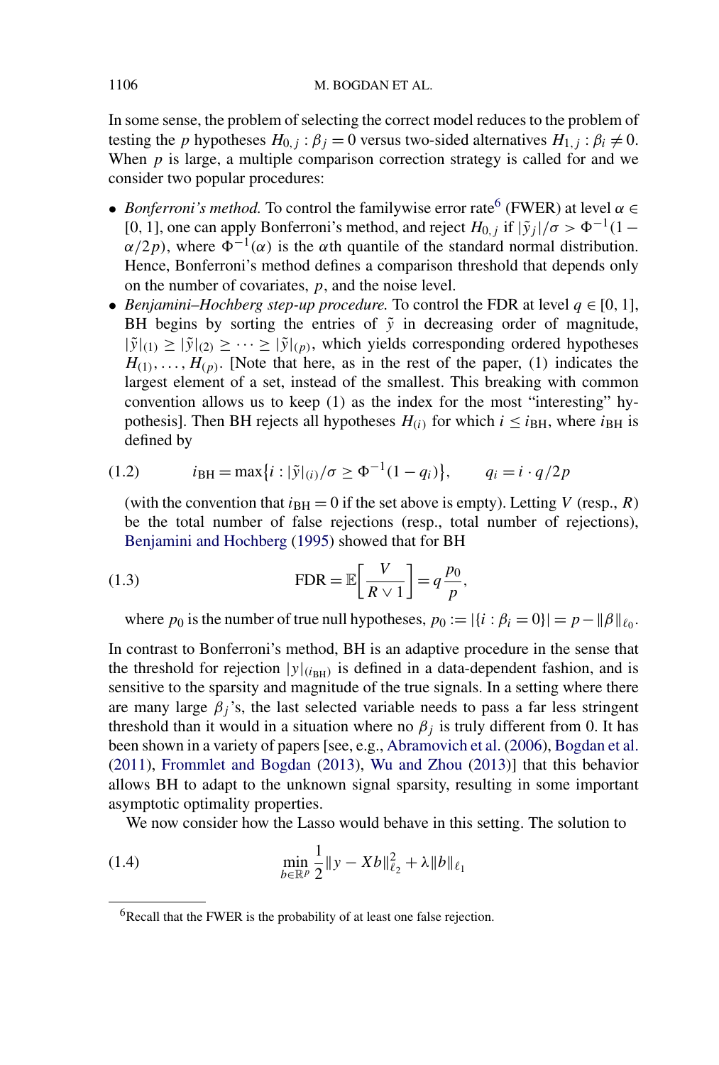In some sense, the problem of selecting the correct model reduces to the problem of testing the $p$ hypotheses $H_{0,j} : \beta_j = 0$ versus two-sided alternatives $H_{1,j} : \beta_i \neq 0$. When $p$ is large, a multiple comparison correction strategy is called for and we consider two popular procedures:

- *Bonferroni's method.* To control the familywise error rate[6] (FWER) at level $\alpha \in [0, 1]$, one can apply Bonferroni's method, and reject $H_{0,j}$ if $|\tilde{y}_j|/\sigma > \Phi^{-1}(1 - \alpha/2p)$, where $\Phi^{-1}(\alpha)$ is the $\alpha$th quantile of the standard normal distribution. Hence, Bonferroni's method defines a comparison threshold that depends only on the number of covariates, $p$, and the noise level.
- *Benjamini–Hochberg step-up procedure.* To control the FDR at level $q \in [0, 1]$, BH begins by sorting the entries of $\tilde{y}$ in decreasing order of magnitude, $|\tilde{y}|_{(1)} \geq |\tilde{y}|_{(2)} \geq \cdots \geq |\tilde{y}|_{(p)}$, which yields corresponding ordered hypotheses $H_{(1)}, \ldots, H_{(p)}$. [Note that here, as in the rest of the paper, (1) indicates the largest element of a set, instead of the smallest. This breaking with common convention allows us to keep (1) as the index for the most "interesting" hypothesis]. Then BH rejects all hypotheses $H_{(i)}$ for which $i \leq i_{\mathrm{BH}}$, where $i_{\mathrm{BH}}$ is defined by

$$i_{\mathrm{BH}} = \max\{i : |\tilde{y}|_{(i)}/\sigma \geq \Phi^{-1}(1 - q_i)\}, \qquad q_i = i \cdot q/2p \tag{1.2}$$

  (with the convention that $i_{\mathrm{BH}} = 0$ if the set above is empty). Letting $V$ (resp., $R$) be the total number of false rejections (resp., total number of rejections), Benjamini and Hochberg (1995) showed that for BH

$$\mathrm{FDR} = \mathbb{E}\left[\frac{V}{R \vee 1}\right] = q\frac{p_0}{p}, \tag{1.3}$$

  where $p_0$ is the number of true null hypotheses, $p_0 := |\{i : \beta_i = 0\}| = p - \|\beta\|_{\ell_0}$.

In contrast to Bonferroni's method, BH is an adaptive procedure in the sense that the threshold for rejection $|y|_{(i_{\mathrm{BH}})}$ is defined in a data-dependent fashion, and is sensitive to the sparsity and magnitude of the true signals. In a setting where there are many large $\beta_j$'s, the last selected variable needs to pass a far less stringent threshold than it would in a situation where no $\beta_j$ is truly different from 0. It has been shown in a variety of papers [see, e.g., Abramovich et al. (2006), Bogdan et al. (2011), Frommlet and Bogdan (2013), Wu and Zhou (2013)] that this behavior allows BH to adapt to the unknown signal sparsity, resulting in some important asymptotic optimality properties.

We now consider how the Lasso would behave in this setting. The solution to

$$\min_{b \in \mathbb{R}^p} \frac{1}{2}\|y - Xb\|_{\ell_2}^2 + \lambda\|b\|_{\ell_1} \tag{1.4}$$

---

[6] Recall that the FWER is the probability of at least one false rejection.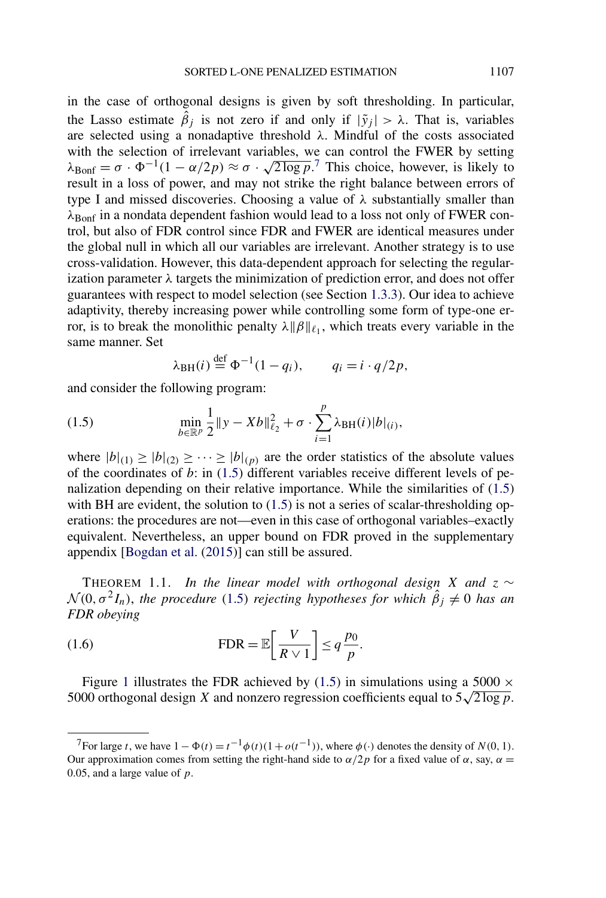in the case of orthogonal designs is given by soft thresholding. In particular, the Lasso estimate $\hat{\beta}_j$ is not zero if and only if $|\tilde{y}_j| > \lambda$. That is, variables are selected using a nonadaptive threshold $\lambda$. Mindful of the costs associated with the selection of irrelevant variables, we can control the FWER by setting $\lambda_{\text{Bonf}} = \sigma \cdot \Phi^{-1}(1 - \alpha/2p) \approx \sigma \cdot \sqrt{2 \log p}$.[7] This choice, however, is likely to result in a loss of power, and may not strike the right balance between errors of type I and missed discoveries. Choosing a value of $\lambda$ substantially smaller than $\lambda_{\text{Bonf}}$ in a nondata dependent fashion would lead to a loss not only of FWER control, but also of FDR control since FDR and FWER are identical measures under the global null in which all our variables are irrelevant. Another strategy is to use cross-validation. However, this data-dependent approach for selecting the regularization parameter $\lambda$ targets the minimization of prediction error, and does not offer guarantees with respect to model selection (see Section 1.3.3). Our idea to achieve adaptivity, thereby increasing power while controlling some form of type-one error, is to break the monolithic penalty $\lambda\|\beta\|_{\ell_1}$, which treats every variable in the same manner. Set

$$\lambda_{\text{BH}}(i) \stackrel{\text{def}}{=} \Phi^{-1}(1 - q_i), \qquad q_i = i \cdot q/2p,$$

and consider the following program:

$$\min_{b \in \mathbb{R}^p} \frac{1}{2}\|y - Xb\|_{\ell_2}^2 + \sigma \cdot \sum_{i=1}^{p} \lambda_{\text{BH}}(i)|b|_{(i)}, \tag{1.5}$$

where $|b|_{(1)} \geq |b|_{(2)} \geq \cdots \geq |b|_{(p)}$ are the order statistics of the absolute values of the coordinates of $b$: in (1.5) different variables receive different levels of penalization depending on their relative importance. While the similarities of (1.5) with BH are evident, the solution to (1.5) is not a series of scalar-thresholding operations: the procedures are not—even in this case of orthogonal variables–exactly equivalent. Nevertheless, an upper bound on FDR proved in the supplementary appendix [Bogdan et al. (2015)] can still be assured.

THEOREM 1.1. *In the linear model with orthogonal design $X$ and $z \sim \mathcal{N}(0, \sigma^2 I_n)$, the procedure* (1.5) *rejecting hypotheses for which $\hat{\beta}_j \neq 0$ has an FDR obeying*

$$\text{FDR} = \mathbb{E}\left[\frac{V}{R \vee 1}\right] \leq q\frac{p_0}{p}. \tag{1.6}$$

Figure 1 illustrates the FDR achieved by (1.5) in simulations using a $5000 \times 5000$ orthogonal design $X$ and nonzero regression coefficients equal to $5\sqrt{2 \log p}$.

---

[7] For large $t$, we have $1 - \Phi(t) = t^{-1}\phi(t)(1 + o(t^{-1}))$, where $\phi(\cdot)$ denotes the density of $N(0, 1)$. Our approximation comes from setting the right-hand side to $\alpha/2p$ for a fixed value of $\alpha$, say, $\alpha = 0.05$, and a large value of $p$.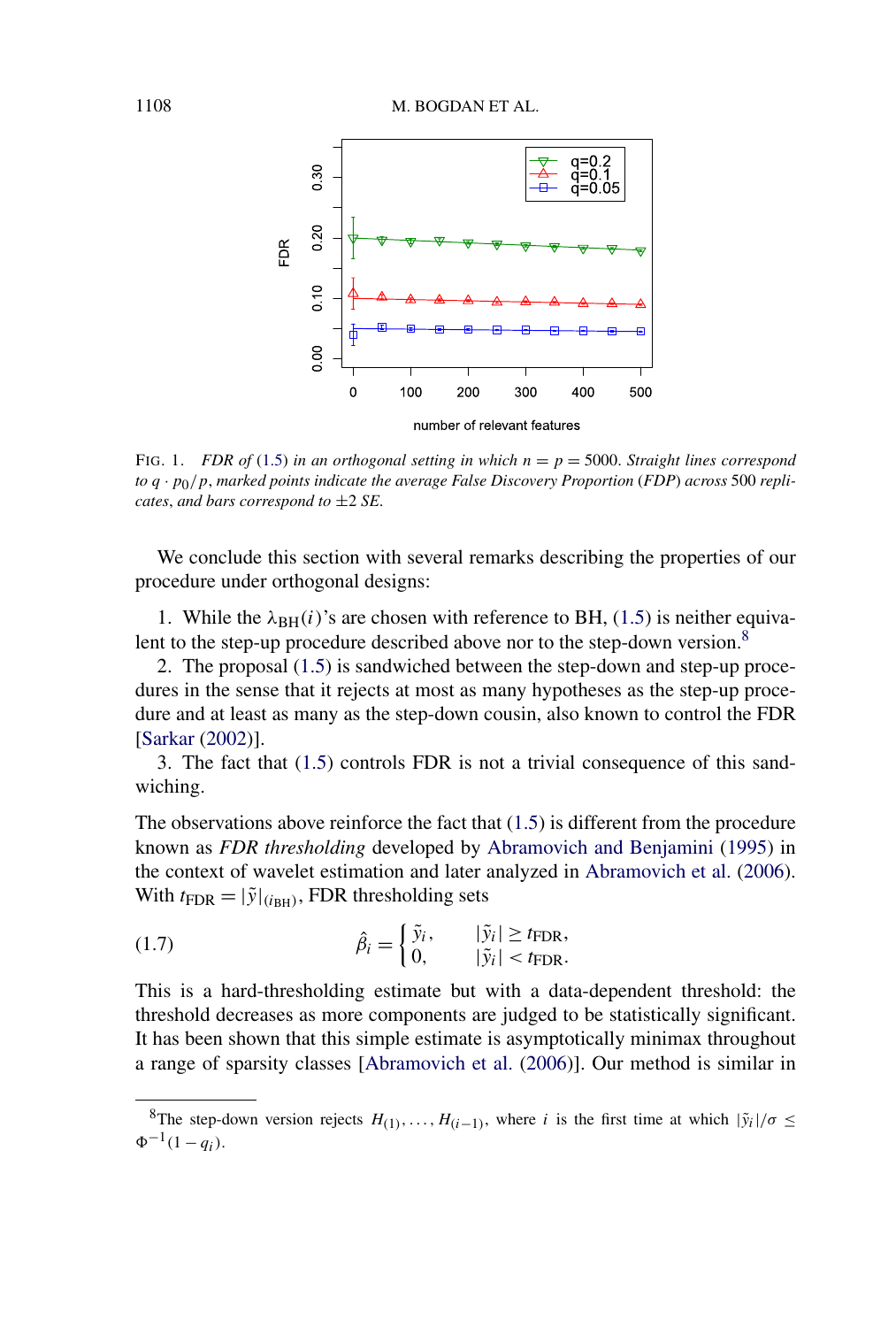FIG. 1. *FDR of* (1.5) *in an orthogonal setting in which* $n = p = 5000$. *Straight lines correspond to* $q \cdot p_0/p$, *marked points indicate the average False Discovery Proportion* (*FDP*) *across* 500 *replicates*, *and bars correspond to* $\pm 2$ *SE*.

We conclude this section with several remarks describing the properties of our procedure under orthogonal designs:

1. While the $\lambda_{\mathrm{BH}}(i)$'s are chosen with reference to BH, (1.5) is neither equivalent to the step-up procedure described above nor to the step-down version.[8]
2. The proposal (1.5) is sandwiched between the step-down and step-up procedures in the sense that it rejects at most as many hypotheses as the step-up procedure and at least as many as the step-down cousin, also known to control the FDR [Sarkar (2002)].
3. The fact that (1.5) controls FDR is not a trivial consequence of this sandwiching.

The observations above reinforce the fact that (1.5) is different from the procedure known as *FDR thresholding* developed by Abramovich and Benjamini (1995) in the context of wavelet estimation and later analyzed in Abramovich et al. (2006). With $t_{\mathrm{FDR}} = |\tilde{y}|_{(i_{\mathrm{BH}})}$, FDR thresholding sets

$$
\hat{\beta}_i = \begin{cases} \tilde{y}_i, & |\tilde{y}_i| \geq t_{\mathrm{FDR}}, \\ 0, & |\tilde{y}_i| < t_{\mathrm{FDR}}. \end{cases} \tag{1.7}
$$

This is a hard-thresholding estimate but with a data-dependent threshold: the threshold decreases as more components are judged to be statistically significant. It has been shown that this simple estimate is asymptotically minimax throughout a range of sparsity classes [Abramovich et al. (2006)]. Our method is similar in

[8]The step-down version rejects $H_{(1)}, \dots, H_{(i-1)}$, where $i$ is the first time at which $|\tilde{y}_i|/\sigma \leq \Phi^{-1}(1 - q_i)$.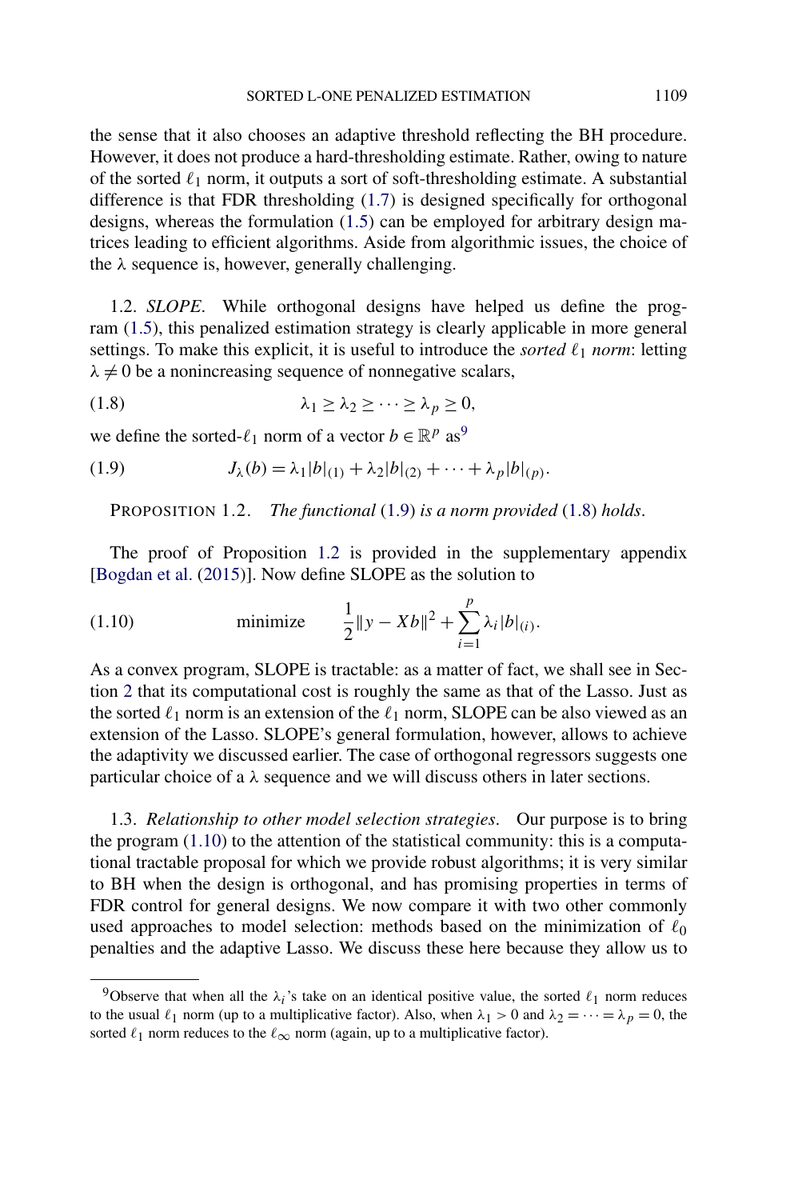the sense that it also chooses an adaptive threshold reflecting the BH procedure. However, it does not produce a hard-thresholding estimate. Rather, owing to nature of the sorted $\ell_1$ norm, it outputs a sort of soft-thresholding estimate. A substantial difference is that FDR thresholding (1.7) is designed specifically for orthogonal designs, whereas the formulation (1.5) can be employed for arbitrary design matrices leading to efficient algorithms. Aside from algorithmic issues, the choice of the $\lambda$ sequence is, however, generally challenging.

## 1.2. *SLOPE*.

While orthogonal designs have helped us define the program (1.5), this penalized estimation strategy is clearly applicable in more general settings. To make this explicit, it is useful to introduce the *sorted* $\ell_1$ *norm*: letting $\lambda \neq 0$ be a nonincreasing sequence of nonnegative scalars,

$$\lambda_1 \geq \lambda_2 \geq \cdots \geq \lambda_p \geq 0, \tag{1.8}$$

we define the sorted-$\ell_1$ norm of a vector $b \in \mathbb{R}^p$ as[9]

$$J_\lambda(b) = \lambda_1 |b|_{(1)} + \lambda_2 |b|_{(2)} + \cdots + \lambda_p |b|_{(p)}. \tag{1.9}$$

PROPOSITION 1.2. *The functional* (1.9) *is a norm provided* (1.8) *holds*.

The proof of Proposition 1.2 is provided in the supplementary appendix [Bogdan et al. (2015)]. Now define SLOPE as the solution to

$$\text{minimize} \qquad \frac{1}{2}\|y - Xb\|^2 + \sum_{i=1}^{p} \lambda_i |b|_{(i)}. \tag{1.10}$$

As a convex program, SLOPE is tractable: as a matter of fact, we shall see in Section 2 that its computational cost is roughly the same as that of the Lasso. Just as the sorted $\ell_1$ norm is an extension of the $\ell_1$ norm, SLOPE can be also viewed as an extension of the Lasso. SLOPE's general formulation, however, allows to achieve the adaptivity we discussed earlier. The case of orthogonal regressors suggests one particular choice of a $\lambda$ sequence and we will discuss others in later sections.

## 1.3. *Relationship to other model selection strategies*.

Our purpose is to bring the program (1.10) to the attention of the statistical community: this is a computational tractable proposal for which we provide robust algorithms; it is very similar to BH when the design is orthogonal, and has promising properties in terms of FDR control for general designs. We now compare it with two other commonly used approaches to model selection: methods based on the minimization of $\ell_0$ penalties and the adaptive Lasso. We discuss these here because they allow us to

[9] Observe that when all the $\lambda_i$'s take on an identical positive value, the sorted $\ell_1$ norm reduces to the usual $\ell_1$ norm (up to a multiplicative factor). Also, when $\lambda_1 > 0$ and $\lambda_2 = \cdots = \lambda_p = 0$, the sorted $\ell_1$ norm reduces to the $\ell_\infty$ norm (again, up to a multiplicative factor).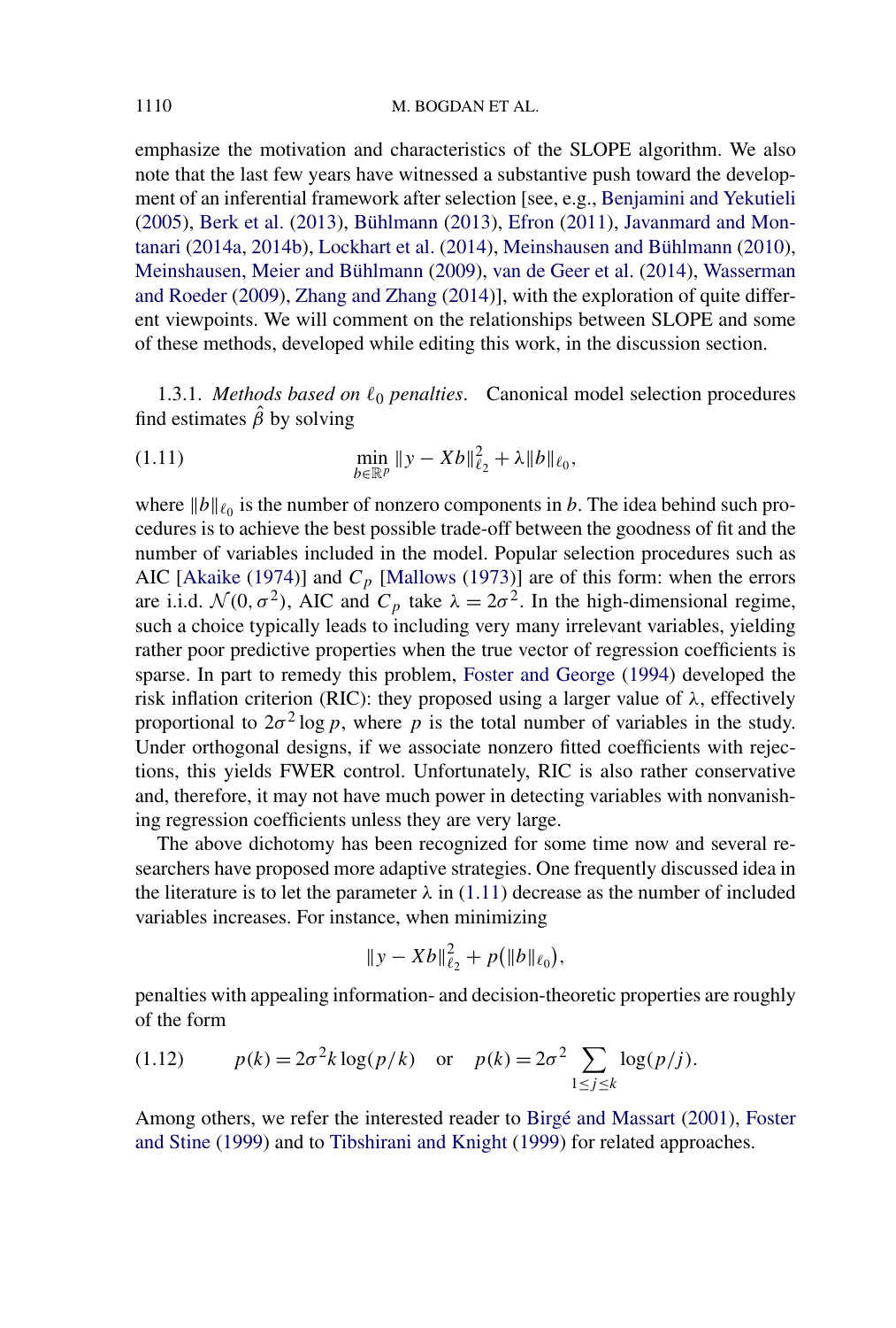emphasize the motivation and characteristics of the SLOPE algorithm. We also note that the last few years have witnessed a substantive push toward the development of an inferential framework after selection [see, e.g., Benjamini and Yekutieli (2005), Berk et al. (2013), Bühlmann (2013), Efron (2011), Javanmard and Montanari (2014a, 2014b), Lockhart et al. (2014), Meinshausen and Bühlmann (2010), Meinshausen, Meier and Bühlmann (2009), van de Geer et al. (2014), Wasserman and Roeder (2009), Zhang and Zhang (2014)], with the exploration of quite different viewpoints. We will comment on the relationships between SLOPE and some of these methods, developed while editing this work, in the discussion section.

1.3.1. *Methods based on $\ell_0$ penalties*. Canonical model selection procedures find estimates $\hat{\beta}$ by solving

$$\min_{b \in \mathbb{R}^p} \|y - Xb\|_{\ell_2}^2 + \lambda \|b\|_{\ell_0}, \tag{1.11}$$

where $\|b\|_{\ell_0}$ is the number of nonzero components in $b$. The idea behind such procedures is to achieve the best possible trade-off between the goodness of fit and the number of variables included in the model. Popular selection procedures such as AIC [Akaike (1974)] and $C_p$ [Mallows (1973)] are of this form: when the errors are i.i.d. $\mathcal{N}(0, \sigma^2)$, AIC and $C_p$ take $\lambda = 2\sigma^2$. In the high-dimensional regime, such a choice typically leads to including very many irrelevant variables, yielding rather poor predictive properties when the true vector of regression coefficients is sparse. In part to remedy this problem, Foster and George (1994) developed the risk inflation criterion (RIC): they proposed using a larger value of $\lambda$, effectively proportional to $2\sigma^2 \log p$, where $p$ is the total number of variables in the study. Under orthogonal designs, if we associate nonzero fitted coefficients with rejections, this yields FWER control. Unfortunately, RIC is also rather conservative and, therefore, it may not have much power in detecting variables with nonvanishing regression coefficients unless they are very large.

The above dichotomy has been recognized for some time now and several researchers have proposed more adaptive strategies. One frequently discussed idea in the literature is to let the parameter $\lambda$ in (1.11) decrease as the number of included variables increases. For instance, when minimizing

$$\|y - Xb\|_{\ell_2}^2 + p(\|b\|_{\ell_0}),$$

penalties with appealing information- and decision-theoretic properties are roughly of the form

$$p(k) = 2\sigma^2 k \log(p/k) \quad \text{or} \quad p(k) = 2\sigma^2 \sum_{1 \le j \le k} \log(p/j). \tag{1.12}$$

Among others, we refer the interested reader to Birgé and Massart (2001), Foster and Stine (1999) and to Tibshirani and Knight (1999) for related approaches.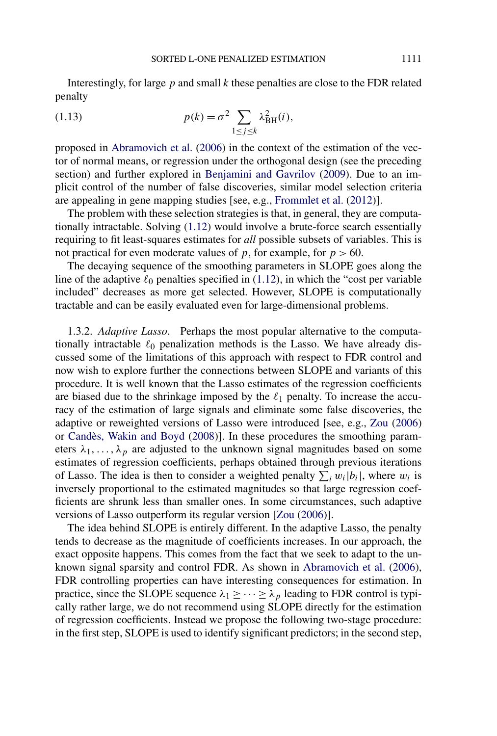Interestingly, for large $p$ and small $k$ these penalties are close to the FDR related penalty

$$p(k) = \sigma^2 \sum_{1 \le j \le k} \lambda_{\mathrm{BH}}^2(i), \tag{1.13}$$

proposed in Abramovich et al. (2006) in the context of the estimation of the vector of normal means, or regression under the orthogonal design (see the preceding section) and further explored in Benjamini and Gavrilov (2009). Due to an implicit control of the number of false discoveries, similar model selection criteria are appealing in gene mapping studies [see, e.g., Frommlet et al. (2012)].

The problem with these selection strategies is that, in general, they are computationally intractable. Solving (1.12) would involve a brute-force search essentially requiring to fit least-squares estimates for *all* possible subsets of variables. This is not practical for even moderate values of $p$, for example, for $p > 60$.

The decaying sequence of the smoothing parameters in SLOPE goes along the line of the adaptive $\ell_0$ penalties specified in (1.12), in which the "cost per variable included" decreases as more get selected. However, SLOPE is computationally tractable and can be easily evaluated even for large-dimensional problems.

1.3.2. *Adaptive Lasso*. Perhaps the most popular alternative to the computationally intractable $\ell_0$ penalization methods is the Lasso. We have already discussed some of the limitations of this approach with respect to FDR control and now wish to explore further the connections between SLOPE and variants of this procedure. It is well known that the Lasso estimates of the regression coefficients are biased due to the shrinkage imposed by the $\ell_1$ penalty. To increase the accuracy of the estimation of large signals and eliminate some false discoveries, the adaptive or reweighted versions of Lasso were introduced [see, e.g., Zou (2006) or Candès, Wakin and Boyd (2008)]. In these procedures the smoothing parameters $\lambda_1, \dots, \lambda_p$ are adjusted to the unknown signal magnitudes based on some estimates of regression coefficients, perhaps obtained through previous iterations of Lasso. The idea is then to consider a weighted penalty $\sum_i w_i |b_i|$, where $w_i$ is inversely proportional to the estimated magnitudes so that large regression coefficients are shrunk less than smaller ones. In some circumstances, such adaptive versions of Lasso outperform its regular version [Zou (2006)].

The idea behind SLOPE is entirely different. In the adaptive Lasso, the penalty tends to decrease as the magnitude of coefficients increases. In our approach, the exact opposite happens. This comes from the fact that we seek to adapt to the unknown signal sparsity and control FDR. As shown in Abramovich et al. (2006), FDR controlling properties can have interesting consequences for estimation. In practice, since the SLOPE sequence $\lambda_1 \ge \cdots \ge \lambda_p$ leading to FDR control is typically rather large, we do not recommend using SLOPE directly for the estimation of regression coefficients. Instead we propose the following two-stage procedure: in the first step, SLOPE is used to identify significant predictors; in the second step,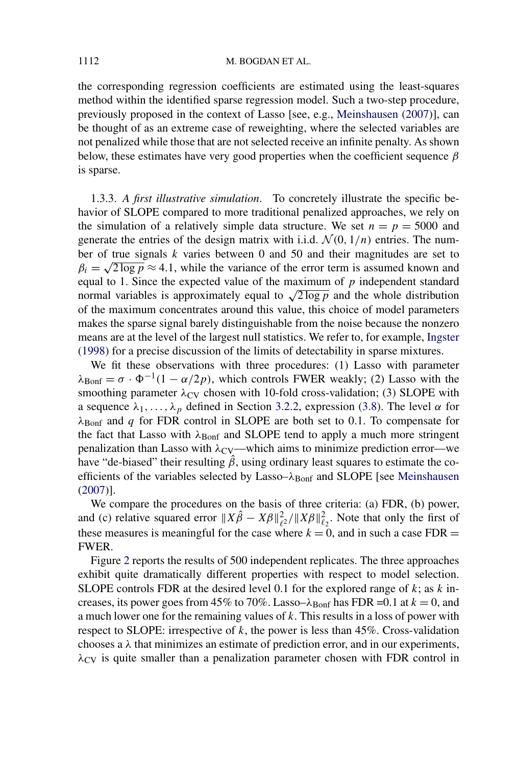the corresponding regression coefficients are estimated using the least-squares method within the identified sparse regression model. Such a two-step procedure, previously proposed in the context of Lasso [see, e.g., Meinshausen (2007)], can be thought of as an extreme case of reweighting, where the selected variables are not penalized while those that are not selected receive an infinite penalty. As shown below, these estimates have very good properties when the coefficient sequence $\beta$ is sparse.

1.3.3. *A first illustrative simulation.* To concretely illustrate the specific behavior of SLOPE compared to more traditional penalized approaches, we rely on the simulation of a relatively simple data structure. We set $n = p = 5000$ and generate the entries of the design matrix with i.i.d. $\mathcal{N}(0, 1/n)$ entries. The number of true signals $k$ varies between 0 and 50 and their magnitudes are set to $\beta_i = \sqrt{2 \log p} \approx 4.1$, while the variance of the error term is assumed known and equal to 1. Since the expected value of the maximum of $p$ independent standard normal variables is approximately equal to $\sqrt{2 \log p}$ and the whole distribution of the maximum concentrates around this value, this choice of model parameters makes the sparse signal barely distinguishable from the noise because the nonzero means are at the level of the largest null statistics. We refer to, for example, Ingster (1998) for a precise discussion of the limits of detectability in sparse mixtures.

We fit these observations with three procedures: (1) Lasso with parameter $\lambda_{\mathrm{Bonf}} = \sigma \cdot \Phi^{-1}(1 - \alpha/2p)$, which controls FWER weakly; (2) Lasso with the smoothing parameter $\lambda_{\mathrm{CV}}$ chosen with 10-fold cross-validation; (3) SLOPE with a sequence $\lambda_1, \dots, \lambda_p$ defined in Section 3.2.2, expression (3.8). The level $\alpha$ for $\lambda_{\mathrm{Bonf}}$ and $q$ for FDR control in SLOPE are both set to 0.1. To compensate for the fact that Lasso with $\lambda_{\mathrm{Bonf}}$ and SLOPE tend to apply a much more stringent penalization than Lasso with $\lambda_{\mathrm{CV}}$—which aims to minimize prediction error—we have "de-biased" their resulting $\hat{\beta}$, using ordinary least squares to estimate the coefficients of the variables selected by Lasso–$\lambda_{\mathrm{Bonf}}$ and SLOPE [see Meinshausen (2007)].

We compare the procedures on the basis of three criteria: (a) FDR, (b) power, and (c) relative squared error $\|X\hat{\beta} - X\beta\|_{\ell^2}^2 / \|X\beta\|_{\ell_2}^2$. Note that only the first of these measures is meaningful for the case where $k = 0$, and in such a case FDR = FWER.

Figure 2 reports the results of 500 independent replicates. The three approaches exhibit quite dramatically different properties with respect to model selection. SLOPE controls FDR at the desired level 0.1 for the explored range of $k$; as $k$ increases, its power goes from 45% to 70%. Lasso–$\lambda_{\mathrm{Bonf}}$ has FDR =0.1 at $k = 0$, and a much lower one for the remaining values of $k$. This results in a loss of power with respect to SLOPE: irrespective of $k$, the power is less than 45%. Cross-validation chooses a $\lambda$ that minimizes an estimate of prediction error, and in our experiments, $\lambda_{\mathrm{CV}}$ is quite smaller than a penalization parameter chosen with FDR control in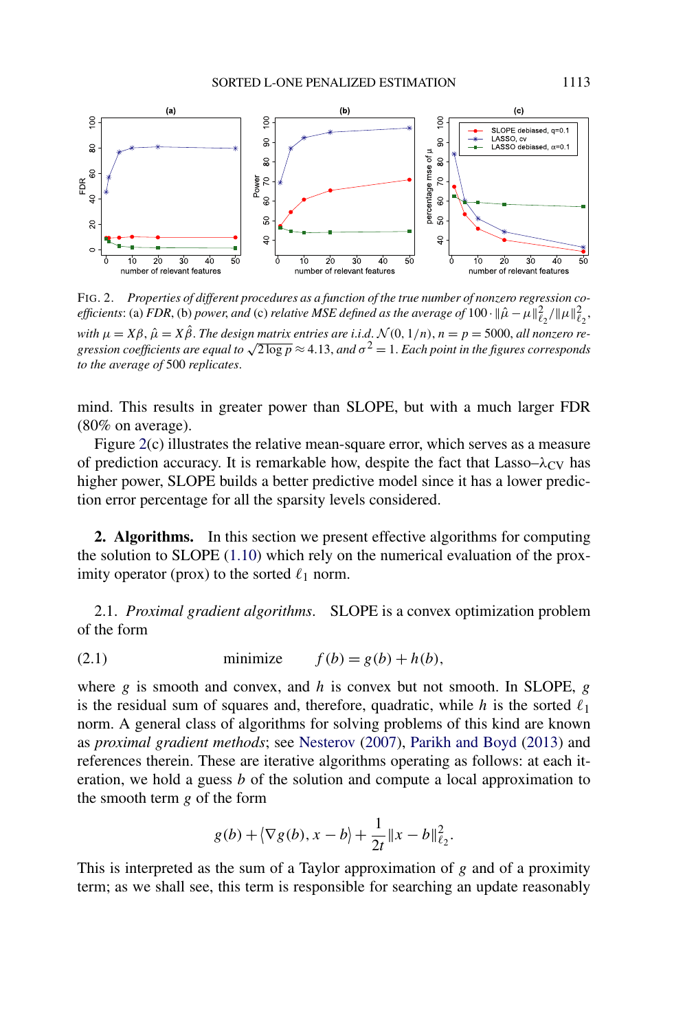FIG. 2. *Properties of different procedures as a function of the true number of nonzero regression coefficients*: (a) *FDR*, (b) *power, and* (c) *relative MSE defined as the average of* $100 \cdot \|\hat{\mu} - \mu\|_{\ell_2}^2 / \|\mu\|_{\ell_2}^2$, *with* $\mu = X\beta$, $\hat{\mu} = X\hat{\beta}$. *The design matrix entries are i.i.d.* $\mathcal{N}(0, 1/n)$, $n = p = 5000$, *all nonzero regression coefficients are equal to* $\sqrt{2 \log p} \approx 4.13$, *and* $\sigma^2 = 1$. *Each point in the figures corresponds to the average of* 500 *replicates*.

mind. This results in greater power than SLOPE, but with a much larger FDR (80% on average).

Figure 2(c) illustrates the relative mean-square error, which serves as a measure of prediction accuracy. It is remarkable how, despite the fact that Lasso–$\lambda_{\text{CV}}$ has higher power, SLOPE builds a better predictive model since it has a lower prediction error percentage for all the sparsity levels considered.

## 2. Algorithms.

In this section we present effective algorithms for computing the solution to SLOPE (1.10) which rely on the numerical evaluation of the proximity operator (prox) to the sorted $\ell_1$ norm.

### 2.1. *Proximal gradient algorithms*.

SLOPE is a convex optimization problem of the form

$$\text{minimize} \qquad f(b) = g(b) + h(b), \tag{2.1}$$

where $g$ is smooth and convex, and $h$ is convex but not smooth. In SLOPE, $g$ is the residual sum of squares and, therefore, quadratic, while $h$ is the sorted $\ell_1$ norm. A general class of algorithms for solving problems of this kind are known as *proximal gradient methods*; see Nesterov (2007), Parikh and Boyd (2013) and references therein. These are iterative algorithms operating as follows: at each iteration, we hold a guess $b$ of the solution and compute a local approximation to the smooth term $g$ of the form

$$g(b) + \langle \nabla g(b), x - b \rangle + \frac{1}{2t} \|x - b\|_{\ell_2}^2.$$

This is interpreted as the sum of a Taylor approximation of $g$ and of a proximity term; as we shall see, this term is responsible for searching an update reasonably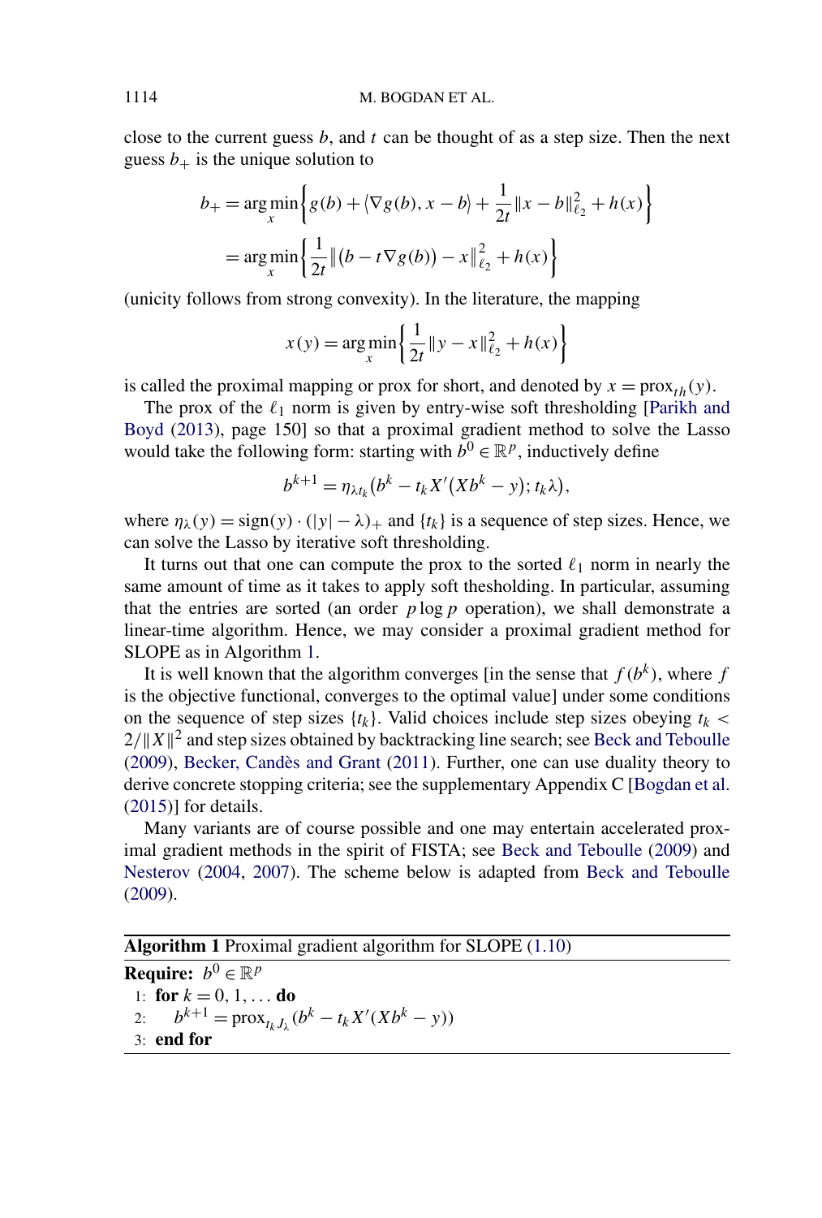close to the current guess $b$, and $t$ can be thought of as a step size. Then the next guess $b_+$ is the unique solution to

$$b_+ = \arg\min_x \left\{ g(b) + \langle \nabla g(b), x - b \rangle + \frac{1}{2t} \|x - b\|_{\ell_2}^2 + h(x) \right\}$$
$$= \arg\min_x \left\{ \frac{1}{2t} \|(b - t\nabla g(b)) - x\|_{\ell_2}^2 + h(x) \right\}$$

(unicity follows from strong convexity). In the literature, the mapping

$$x(y) = \arg\min_x \left\{ \frac{1}{2t} \|y - x\|_{\ell_2}^2 + h(x) \right\}$$

is called the proximal mapping or prox for short, and denoted by $x = \text{prox}_{th}(y)$.

The prox of the $\ell_1$ norm is given by entry-wise soft thresholding [Parikh and Boyd (2013), page 150] so that a proximal gradient method to solve the Lasso would take the following form: starting with $b^0 \in \mathbb{R}^p$, inductively define

$$b^{k+1} = \eta_{\lambda t_k}(b^k - t_k X'(Xb^k - y); t_k \lambda),$$

where $\eta_\lambda(y) = \text{sign}(y) \cdot (|y| - \lambda)_+$ and $\{t_k\}$ is a sequence of step sizes. Hence, we can solve the Lasso by iterative soft thresholding.

It turns out that one can compute the prox to the sorted $\ell_1$ norm in nearly the same amount of time as it takes to apply soft thesholding. In particular, assuming that the entries are sorted (an order $p \log p$ operation), we shall demonstrate a linear-time algorithm. Hence, we may consider a proximal gradient method for SLOPE as in Algorithm 1.

It is well known that the algorithm converges [in the sense that $f(b^k)$, where $f$ is the objective functional, converges to the optimal value] under some conditions on the sequence of step sizes $\{t_k\}$. Valid choices include step sizes obeying $t_k < 2/\|X\|^2$ and step sizes obtained by backtracking line search; see Beck and Teboulle (2009), Becker, Candès and Grant (2011). Further, one can use duality theory to derive concrete stopping criteria; see the supplementary Appendix C [Bogdan et al. (2015)] for details.

Many variants are of course possible and one may entertain accelerated proximal gradient methods in the spirit of FISTA; see Beck and Teboulle (2009) and Nesterov (2004, 2007). The scheme below is adapted from Beck and Teboulle (2009).

**Algorithm 1** Proximal gradient algorithm for SLOPE (1.10)

**Require:** $b^0 \in \mathbb{R}^p$

1: **for** $k = 0, 1, \ldots$ **do**

2: $\quad b^{k+1} = \text{prox}_{t_k J_\lambda}(b^k - t_k X'(Xb^k - y))$

3: **end for**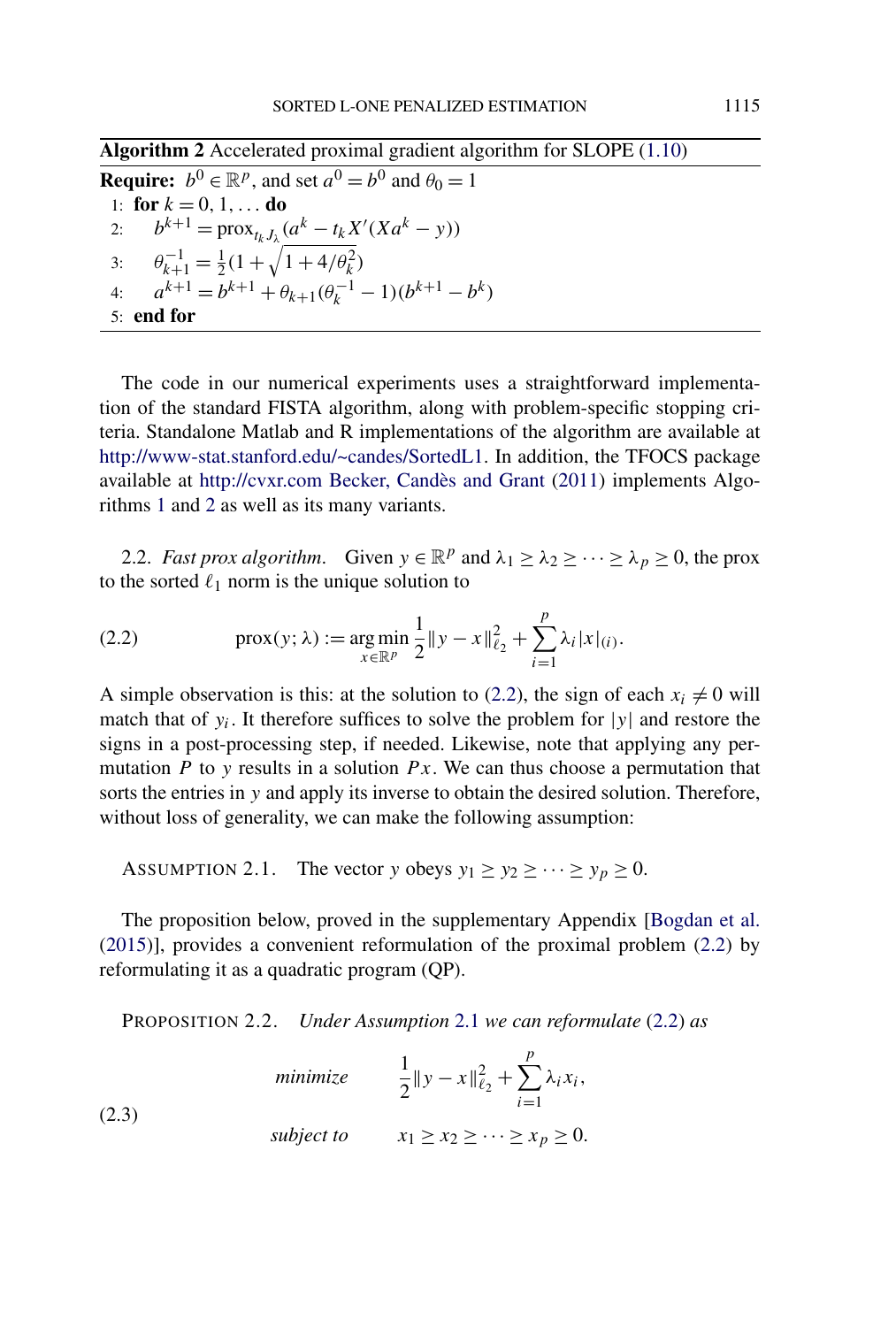**Algorithm 2** Accelerated proximal gradient algorithm for SLOPE (1.10)

**Require:** $b^0 \in \mathbb{R}^p$, and set $a^0 = b^0$ and $\theta_0 = 1$

1: **for** $k = 0, 1, \dots$ **do**
2: $\quad b^{k+1} = \operatorname{prox}_{t_k J_\lambda}(a^k - t_k X'(Xa^k - y))$
3: $\quad \theta_{k+1}^{-1} = \frac{1}{2}(1 + \sqrt{1 + 4/\theta_k^2})$
4: $\quad a^{k+1} = b^{k+1} + \theta_{k+1}(\theta_k^{-1} - 1)(b^{k+1} - b^k)$
5: **end for**

The code in our numerical experiments uses a straightforward implementation of the standard FISTA algorithm, along with problem-specific stopping criteria. Standalone Matlab and R implementations of the algorithm are available at http://www-stat.stanford.edu/~candes/SortedL1. In addition, the TFOCS package available at http://cvxr.com Becker, Candès and Grant (2011) implements Algorithms 1 and 2 as well as its many variants.

2.2. *Fast prox algorithm*. Given $y \in \mathbb{R}^p$ and $\lambda_1 \geq \lambda_2 \geq \cdots \geq \lambda_p \geq 0$, the prox to the sorted $\ell_1$ norm is the unique solution to

$$\operatorname{prox}(y; \lambda) := \underset{x \in \mathbb{R}^p}{\arg\min} \frac{1}{2}\|y - x\|_{\ell_2}^2 + \sum_{i=1}^{p} \lambda_i |x|_{(i)}. \tag{2.2}$$

A simple observation is this: at the solution to (2.2), the sign of each $x_i \neq 0$ will match that of $y_i$. It therefore suffices to solve the problem for $|y|$ and restore the signs in a post-processing step, if needed. Likewise, note that applying any permutation $P$ to $y$ results in a solution $Px$. We can thus choose a permutation that sorts the entries in $y$ and apply its inverse to obtain the desired solution. Therefore, without loss of generality, we can make the following assumption:

ASSUMPTION 2.1. The vector $y$ obeys $y_1 \geq y_2 \geq \cdots \geq y_p \geq 0$.

The proposition below, proved in the supplementary Appendix [Bogdan et al. (2015)], provides a convenient reformulation of the proximal problem (2.2) by reformulating it as a quadratic program (QP).

PROPOSITION 2.2. *Under Assumption 2.1 we can reformulate (2.2) as*

$$\begin{aligned} &\textit{minimize} \quad && \frac{1}{2}\|y - x\|_{\ell_2}^2 + \sum_{i=1}^{p} \lambda_i x_i, \\ &\textit{subject to} \quad && x_1 \geq x_2 \geq \cdots \geq x_p \geq 0. \end{aligned} \tag{2.3}$$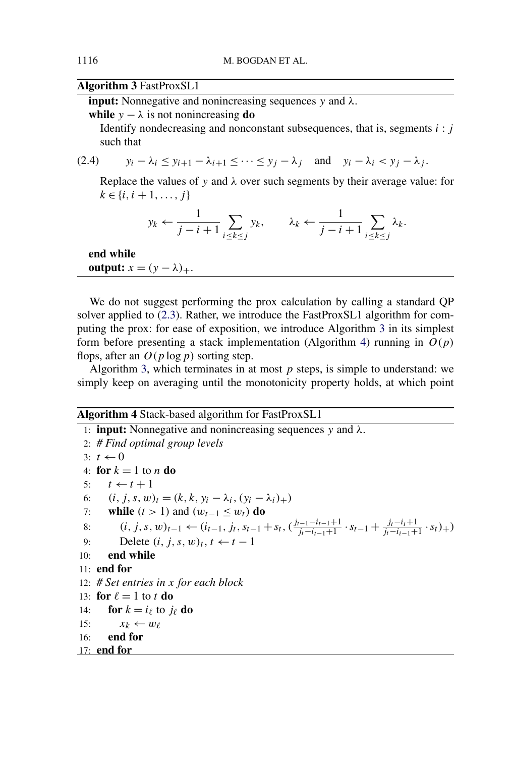**Algorithm 3** FastProxSL1

**input:** Nonnegative and nonincreasing sequences $y$ and $\lambda$.
**while** $y - \lambda$ is not nonincreasing **do**
  Identify nondecreasing and nonconstant subsequences, that is, segments $i : j$ such that

$$y_i - \lambda_i \le y_{i+1} - \lambda_{i+1} \le \cdots \le y_j - \lambda_j \quad \text{and} \quad y_i - \lambda_i < y_j - \lambda_j. \tag{2.4}$$

  Replace the values of $y$ and $\lambda$ over such segments by their average value: for $k \in \{i, i+1, \dots, j\}$

$$y_k \leftarrow \frac{1}{j-i+1} \sum_{i \le k \le j} y_k, \qquad \lambda_k \leftarrow \frac{1}{j-i+1} \sum_{i \le k \le j} \lambda_k.$$

**end while**
**output:** $x = (y - \lambda)_+$.

We do not suggest performing the prox calculation by calling a standard QP solver applied to (2.3). Rather, we introduce the FastProxSL1 algorithm for computing the prox: for ease of exposition, we introduce Algorithm 3 in its simplest form before presenting a stack implementation (Algorithm 4) running in $O(p)$ flops, after an $O(p \log p)$ sorting step.

Algorithm 3, which terminates in at most $p$ steps, is simple to understand: we simply keep on averaging until the monotonicity property holds, at which point

**Algorithm 4** Stack-based algorithm for FastProxSL1

1: **input:** Nonnegative and nonincreasing sequences $y$ and $\lambda$.
2: *# Find optimal group levels*
3: $t \leftarrow 0$
4: **for** $k = 1$ to $n$ **do**
5:   $t \leftarrow t + 1$
6:   $(i, j, s, w)_t = (k, k, y_i - \lambda_i, (y_i - \lambda_i)_+)$
7:   **while** $(t > 1)$ and $(w_{t-1} \le w_t)$ **do**
8:     $(i, j, s, w)_{t-1} \leftarrow (i_{t-1}, j_t, s_{t-1} + s_t, (\frac{j_{t-1} - i_{t-1} + 1}{j_t - i_{t-1} + 1} \cdot s_{t-1} + \frac{j_t - i_t + 1}{j_t - i_{t-1} + 1} \cdot s_t)_+)$
9:     Delete $(i, j, s, w)_t$, $t \leftarrow t - 1$
10:   **end while**
11: **end for**
12: *# Set entries in x for each block*
13: **for** $\ell = 1$ to $t$ **do**
14:   **for** $k = i_\ell$ to $j_\ell$ **do**
15:     $x_k \leftarrow w_\ell$
16:   **end for**
17: **end for**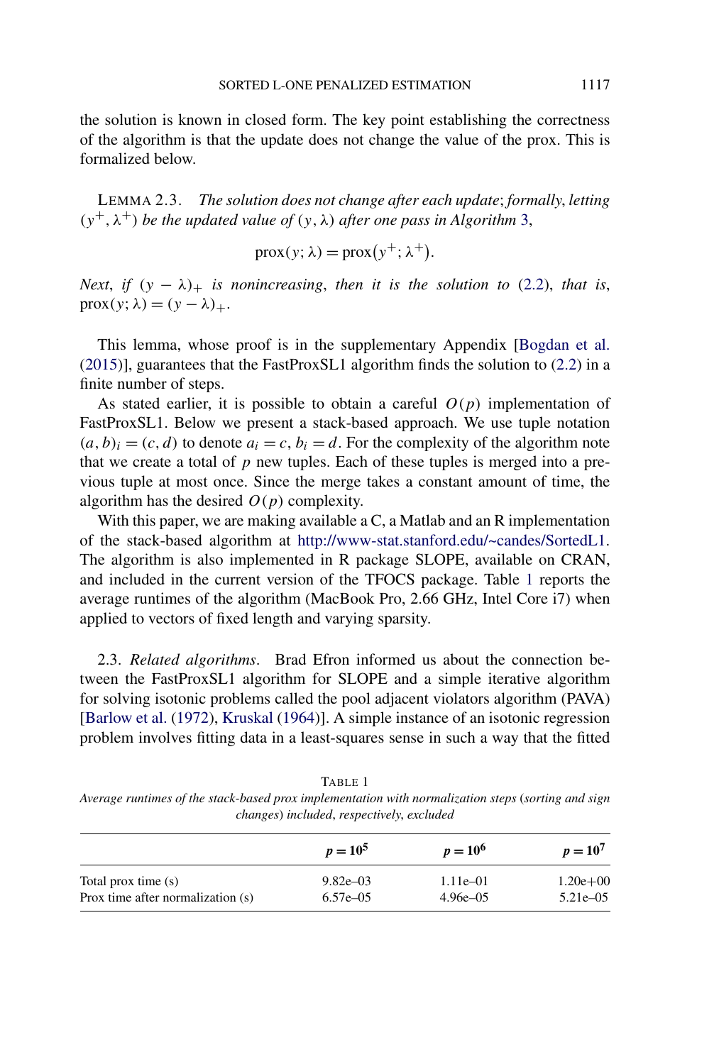the solution is known in closed form. The key point establishing the correctness of the algorithm is that the update does not change the value of the prox. This is formalized below.

LEMMA 2.3. *The solution does not change after each update; formally, letting* $(y^+, \lambda^+)$ *be the updated value of* $(y, \lambda)$ *after one pass in Algorithm 3,*

$$\text{prox}(y; \lambda) = \text{prox}(y^+; \lambda^+).$$

*Next, if* $(y - \lambda)_+$ *is nonincreasing, then it is the solution to* (2.2), *that is,* $\text{prox}(y; \lambda) = (y - \lambda)_+$.

This lemma, whose proof is in the supplementary Appendix [Bogdan et al. (2015)], guarantees that the FastProxSL1 algorithm finds the solution to (2.2) in a finite number of steps.

As stated earlier, it is possible to obtain a careful $O(p)$ implementation of FastProxSL1. Below we present a stack-based approach. We use tuple notation $(a, b)_i = (c, d)$ to denote $a_i = c$, $b_i = d$. For the complexity of the algorithm note that we create a total of $p$ new tuples. Each of these tuples is merged into a previous tuple at most once. Since the merge takes a constant amount of time, the algorithm has the desired $O(p)$ complexity.

With this paper, we are making available a C, a Matlab and an R implementation of the stack-based algorithm at http://www-stat.stanford.edu/~candes/SortedL1. The algorithm is also implemented in R package SLOPE, available on CRAN, and included in the current version of the TFOCS package. Table 1 reports the average runtimes of the algorithm (MacBook Pro, 2.66 GHz, Intel Core i7) when applied to vectors of fixed length and varying sparsity.

2.3. *Related algorithms*. Brad Efron informed us about the connection between the FastProxSL1 algorithm for SLOPE and a simple iterative algorithm for solving isotonic problems called the pool adjacent violators algorithm (PAVA) [Barlow et al. (1972), Kruskal (1964)]. A simple instance of an isotonic regression problem involves fitting data in a least-squares sense in such a way that the fitted

TABLE 1

*Average runtimes of the stack-based prox implementation with normalization steps (sorting and sign changes) included, respectively, excluded*

| | $p = 10^5$ | $p = 10^6$ | $p = 10^7$ |
|---|---|---|---|
| Total prox time (s) | 9.82e–03 | 1.11e–01 | 1.20e+00 |
| Prox time after normalization (s) | 6.57e–05 | 4.96e–05 | 5.21e–05 |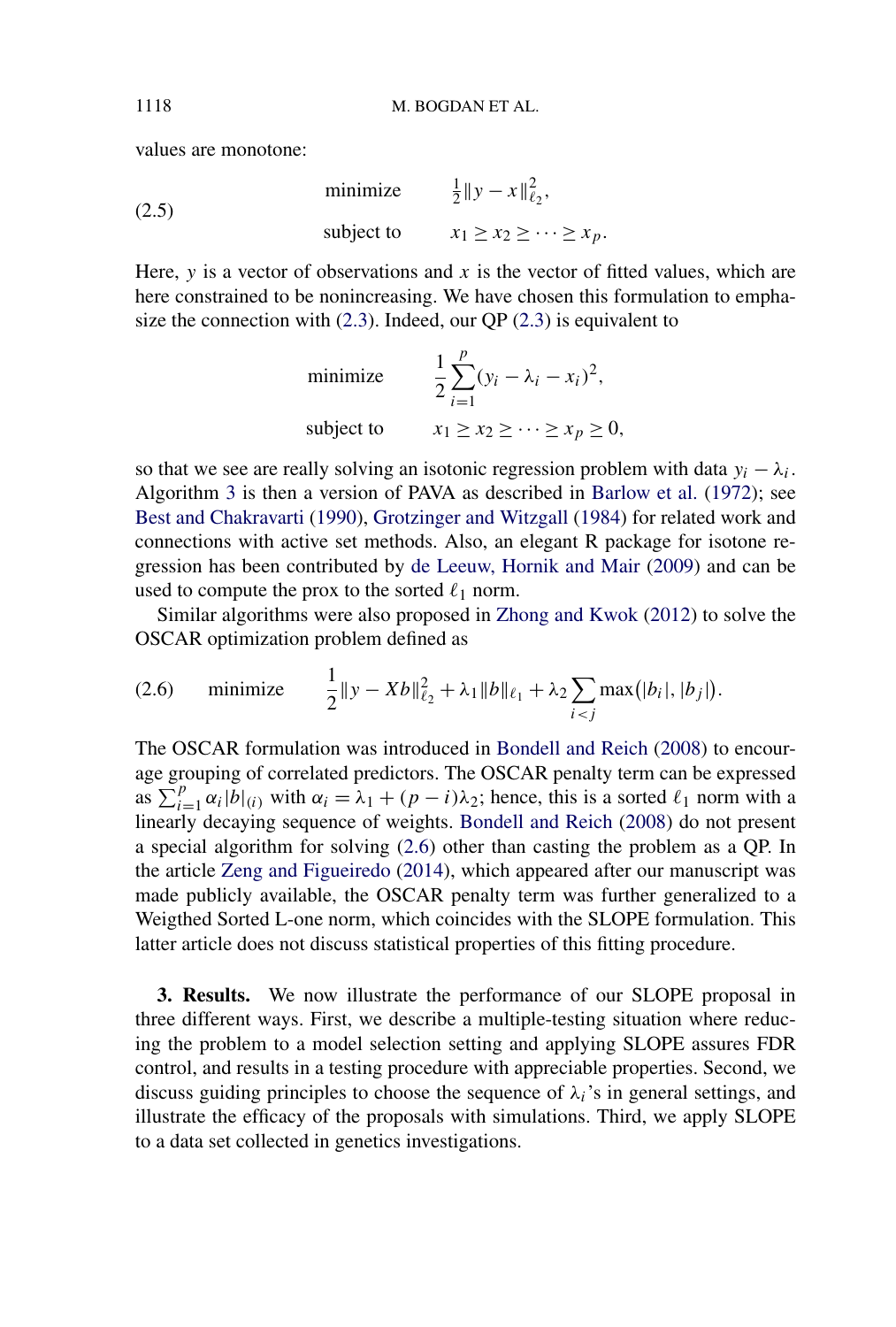values are monotone:

$$
\begin{aligned}
&\text{minimize} && \tfrac{1}{2}\|y - x\|_{\ell_2}^2, \\
&\text{subject to} && x_1 \geq x_2 \geq \cdots \geq x_p.
\end{aligned}
\tag{2.5}
$$

Here, $y$ is a vector of observations and $x$ is the vector of fitted values, which are here constrained to be nonincreasing. We have chosen this formulation to emphasize the connection with (2.3). Indeed, our QP (2.3) is equivalent to

$$
\begin{aligned}
&\text{minimize} && \frac{1}{2}\sum_{i=1}^{p}(y_i - \lambda_i - x_i)^2, \\
&\text{subject to} && x_1 \geq x_2 \geq \cdots \geq x_p \geq 0,
\end{aligned}
$$

so that we see are really solving an isotonic regression problem with data $y_i - \lambda_i$. Algorithm 3 is then a version of PAVA as described in Barlow et al. (1972); see Best and Chakravarti (1990), Grotzinger and Witzgall (1984) for related work and connections with active set methods. Also, an elegant R package for isotone regression has been contributed by de Leeuw, Hornik and Mair (2009) and can be used to compute the prox to the sorted $\ell_1$ norm.

Similar algorithms were also proposed in Zhong and Kwok (2012) to solve the OSCAR optimization problem defined as

$$
\text{minimize} \qquad \frac{1}{2}\|y - Xb\|_{\ell_2}^2 + \lambda_1\|b\|_{\ell_1} + \lambda_2 \sum_{i<j} \max(|b_i|, |b_j|). \tag{2.6}
$$

The OSCAR formulation was introduced in Bondell and Reich (2008) to encourage grouping of correlated predictors. The OSCAR penalty term can be expressed as $\sum_{i=1}^{p} \alpha_i |b|_{(i)}$ with $\alpha_i = \lambda_1 + (p - i)\lambda_2$; hence, this is a sorted $\ell_1$ norm with a linearly decaying sequence of weights. Bondell and Reich (2008) do not present a special algorithm for solving (2.6) other than casting the problem as a QP. In the article Zeng and Figueiredo (2014), which appeared after our manuscript was made publicly available, the OSCAR penalty term was further generalized to a Weigthed Sorted L-one norm, which coincides with the SLOPE formulation. This latter article does not discuss statistical properties of this fitting procedure.

**3. Results.** We now illustrate the performance of our SLOPE proposal in three different ways. First, we describe a multiple-testing situation where reducing the problem to a model selection setting and applying SLOPE assures FDR control, and results in a testing procedure with appreciable properties. Second, we discuss guiding principles to choose the sequence of $\lambda_i$'s in general settings, and illustrate the efficacy of the proposals with simulations. Third, we apply SLOPE to a data set collected in genetics investigations.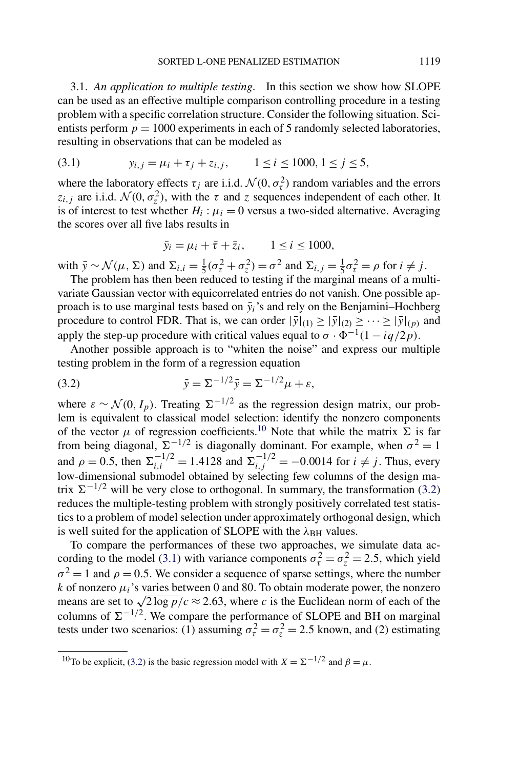3.1. *An application to multiple testing*. In this section we show how SLOPE can be used as an effective multiple comparison controlling procedure in a testing problem with a specific correlation structure. Consider the following situation. Scientists perform $p = 1000$ experiments in each of 5 randomly selected laboratories, resulting in observations that can be modeled as

$$y_{i,j} = \mu_i + \tau_j + z_{i,j}, \qquad 1 \le i \le 1000, 1 \le j \le 5, \tag{3.1}$$

where the laboratory effects $\tau_j$ are i.i.d. $\mathcal{N}(0, \sigma_\tau^2)$ random variables and the errors $z_{i,j}$ are i.i.d. $\mathcal{N}(0, \sigma_z^2)$, with the $\tau$ and $z$ sequences independent of each other. It is of interest to test whether $H_i : \mu_i = 0$ versus a two-sided alternative. Averaging the scores over all five labs results in

$$\bar{y}_i = \mu_i + \bar{\tau} + \bar{z}_i, \qquad 1 \le i \le 1000,$$

with $\bar{y} \sim \mathcal{N}(\mu, \Sigma)$ and $\Sigma_{i,i} = \frac{1}{5}(\sigma_\tau^2 + \sigma_z^2) = \sigma^2$ and $\Sigma_{i,j} = \frac{1}{5}\sigma_\tau^2 = \rho$ for $i \neq j$.

The problem has then been reduced to testing if the marginal means of a multivariate Gaussian vector with equicorrelated entries do not vanish. One possible approach is to use marginal tests based on $\bar{y}_i$'s and rely on the Benjamini–Hochberg procedure to control FDR. That is, we can order $|\bar{y}|_{(1)} \ge |\bar{y}|_{(2)} \ge \cdots \ge |\bar{y}|_{(p)}$ and apply the step-up procedure with critical values equal to $\sigma \cdot \Phi^{-1}(1 - iq/2p)$.

Another possible approach is to "whiten the noise" and express our multiple testing problem in the form of a regression equation

$$\tilde{y} = \Sigma^{-1/2}\bar{y} = \Sigma^{-1/2}\mu + \varepsilon, \tag{3.2}$$

where $\varepsilon \sim \mathcal{N}(0, I_p)$. Treating $\Sigma^{-1/2}$ as the regression design matrix, our problem is equivalent to classical model selection: identify the nonzero components of the vector $\mu$ of regression coefficients.[10] Note that while the matrix $\Sigma$ is far from being diagonal, $\Sigma^{-1/2}$ is diagonally dominant. For example, when $\sigma^2 = 1$ and $\rho = 0.5$, then $\Sigma_{i,i}^{-1/2} = 1.4128$ and $\Sigma_{i,j}^{-1/2} = -0.0014$ for $i \neq j$. Thus, every low-dimensional submodel obtained by selecting few columns of the design matrix $\Sigma^{-1/2}$ will be very close to orthogonal. In summary, the transformation (3.2) reduces the multiple-testing problem with strongly positively correlated test statistics to a problem of model selection under approximately orthogonal design, which is well suited for the application of SLOPE with the $\lambda_{\text{BH}}$ values.

To compare the performances of these two approaches, we simulate data according to the model (3.1) with variance components $\sigma_\tau^2 = \sigma_z^2 = 2.5$, which yield $\sigma^2 = 1$ and $\rho = 0.5$. We consider a sequence of sparse settings, where the number $k$ of nonzero $\mu_i$'s varies between 0 and 80. To obtain moderate power, the nonzero means are set to $\sqrt{2\log p}/c \approx 2.63$, where $c$ is the Euclidean norm of each of the columns of $\Sigma^{-1/2}$. We compare the performance of SLOPE and BH on marginal tests under two scenarios: (1) assuming $\sigma_\tau^2 = \sigma_z^2 = 2.5$ known, and (2) estimating

[10] To be explicit, (3.2) is the basic regression model with $X = \Sigma^{-1/2}$ and $\beta = \mu$.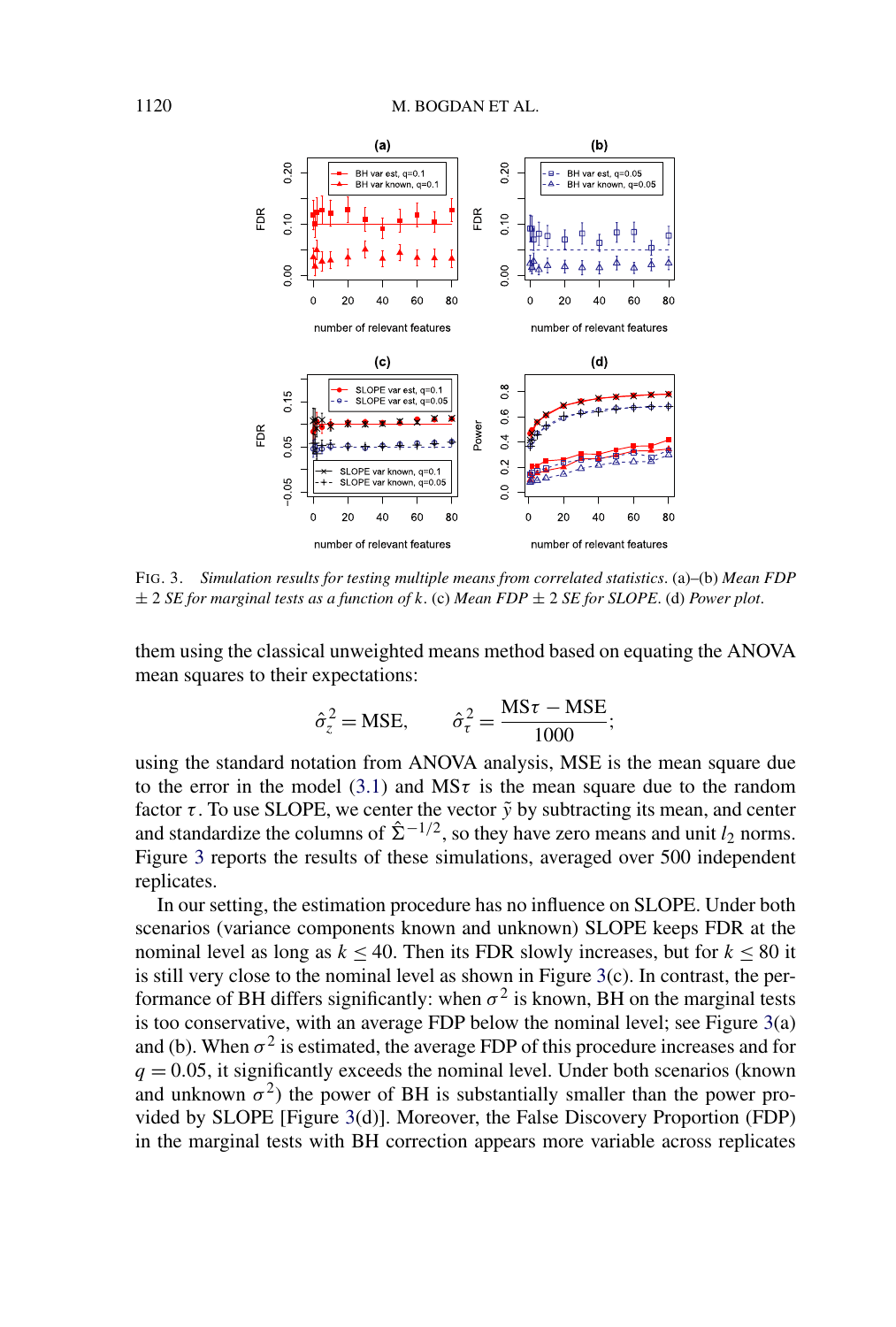FIG. 3. *Simulation results for testing multiple means from correlated statistics*. (a)–(b) *Mean FDP* $\pm$ 2 *SE for marginal tests as a function of* $k$. (c) *Mean FDP* $\pm$ 2 *SE for SLOPE*. (d) *Power plot*.

them using the classical unweighted means method based on equating the ANOVA mean squares to their expectations:

$$\hat{\sigma}_z^2 = \text{MSE}, \qquad \hat{\sigma}_\tau^2 = \frac{\text{MS}\tau - \text{MSE}}{1000};$$

using the standard notation from ANOVA analysis, MSE is the mean square due to the error in the model (3.1) and MS$\tau$ is the mean square due to the random factor $\tau$. To use SLOPE, we center the vector $\tilde{y}$ by subtracting its mean, and center and standardize the columns of $\hat{\Sigma}^{-1/2}$, so they have zero means and unit $l_2$ norms. Figure 3 reports the results of these simulations, averaged over 500 independent replicates.

In our setting, the estimation procedure has no influence on SLOPE. Under both scenarios (variance components known and unknown) SLOPE keeps FDR at the nominal level as long as $k \leq 40$. Then its FDR slowly increases, but for $k \leq 80$ it is still very close to the nominal level as shown in Figure 3(c). In contrast, the performance of BH differs significantly: when $\sigma^2$ is known, BH on the marginal tests is too conservative, with an average FDP below the nominal level; see Figure 3(a) and (b). When $\sigma^2$ is estimated, the average FDP of this procedure increases and for $q = 0.05$, it significantly exceeds the nominal level. Under both scenarios (known and unknown $\sigma^2$) the power of BH is substantially smaller than the power provided by SLOPE [Figure 3(d)]. Moreover, the False Discovery Proportion (FDP) in the marginal tests with BH correction appears more variable across replicates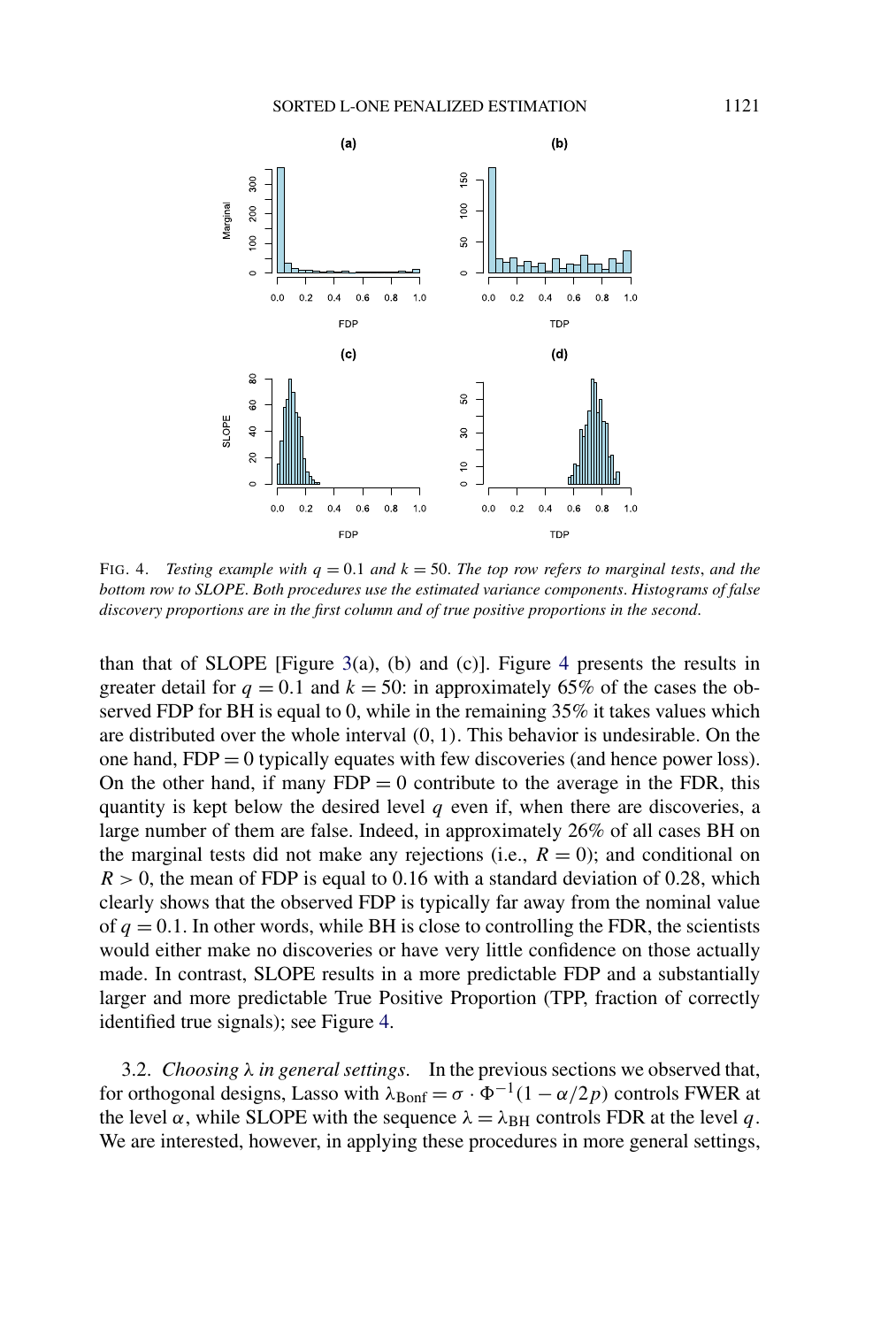FIG. 4. *Testing example with $q = 0.1$ and $k = 50$. The top row refers to marginal tests, and the bottom row to SLOPE. Both procedures use the estimated variance components. Histograms of false discovery proportions are in the first column and of true positive proportions in the second.*

than that of SLOPE [Figure 3(a), (b) and (c)]. Figure 4 presents the results in greater detail for $q = 0.1$ and $k = 50$: in approximately 65% of the cases the observed FDP for BH is equal to 0, while in the remaining 35% it takes values which are distributed over the whole interval $(0, 1)$. This behavior is undesirable. On the one hand, $\text{FDP} = 0$ typically equates with few discoveries (and hence power loss). On the other hand, if many $\text{FDP} = 0$ contribute to the average in the FDR, this quantity is kept below the desired level $q$ even if, when there are discoveries, a large number of them are false. Indeed, in approximately 26% of all cases BH on the marginal tests did not make any rejections (i.e., $R = 0$); and conditional on $R > 0$, the mean of FDP is equal to 0.16 with a standard deviation of 0.28, which clearly shows that the observed FDP is typically far away from the nominal value of $q = 0.1$. In other words, while BH is close to controlling the FDR, the scientists would either make no discoveries or have very little confidence on those actually made. In contrast, SLOPE results in a more predictable FDP and a substantially larger and more predictable True Positive Proportion (TPP, fraction of correctly identified true signals); see Figure 4.

3.2. *Choosing $\lambda$ in general settings.* In the previous sections we observed that, for orthogonal designs, Lasso with $\lambda_{\text{Bonf}} = \sigma \cdot \Phi^{-1}(1 - \alpha/2p)$ controls FWER at the level $\alpha$, while SLOPE with the sequence $\lambda = \lambda_{\text{BH}}$ controls FDR at the level $q$. We are interested, however, in applying these procedures in more general settings,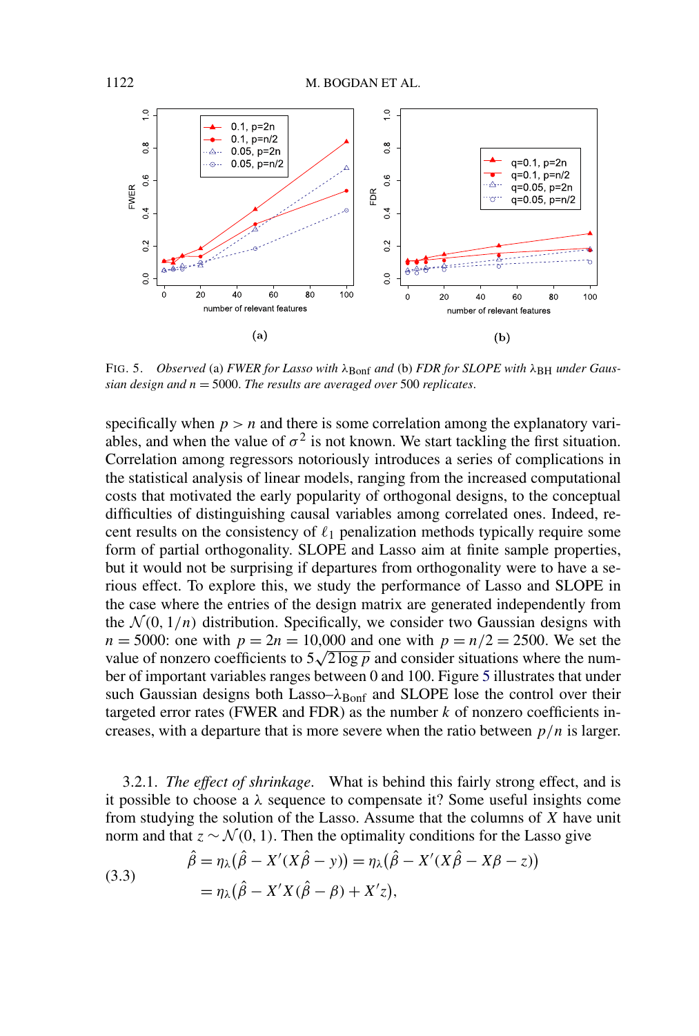FIG. 5. *Observed* (a) *FWER for Lasso with* $\lambda_{\text{Bonf}}$ *and* (b) *FDR for SLOPE with* $\lambda_{\text{BH}}$ *under Gaussian design and* $n = 5000$. *The results are averaged over* 500 *replicates*.

specifically when $p > n$ and there is some correlation among the explanatory variables, and when the value of $\sigma^2$ is not known. We start tackling the first situation. Correlation among regressors notoriously introduces a series of complications in the statistical analysis of linear models, ranging from the increased computational costs that motivated the early popularity of orthogonal designs, to the conceptual difficulties of distinguishing causal variables among correlated ones. Indeed, recent results on the consistency of $\ell_1$ penalization methods typically require some form of partial orthogonality. SLOPE and Lasso aim at finite sample properties, but it would not be surprising if departures from orthogonality were to have a serious effect. To explore this, we study the performance of Lasso and SLOPE in the case where the entries of the design matrix are generated independently from the $\mathcal{N}(0, 1/n)$ distribution. Specifically, we consider two Gaussian designs with $n = 5000$: one with $p = 2n = 10{,}000$ and one with $p = n/2 = 2500$. We set the value of nonzero coefficients to $5\sqrt{2 \log p}$ and consider situations where the number of important variables ranges between 0 and 100. Figure 5 illustrates that under such Gaussian designs both Lasso–$\lambda_{\text{Bonf}}$ and SLOPE lose the control over their targeted error rates (FWER and FDR) as the number $k$ of nonzero coefficients increases, with a departure that is more severe when the ratio between $p/n$ is larger.

3.2.1. *The effect of shrinkage*. What is behind this fairly strong effect, and is it possible to choose a $\lambda$ sequence to compensate it? Some useful insights come from studying the solution of the Lasso. Assume that the columns of $X$ have unit norm and that $z \sim \mathcal{N}(0, 1)$. Then the optimality conditions for the Lasso give

$$
\begin{aligned}
\hat{\beta} &= \eta_\lambda(\hat{\beta} - X'(X\hat{\beta} - y)) = \eta_\lambda(\hat{\beta} - X'(X\hat{\beta} - X\beta - z)) \\
&= \eta_\lambda(\hat{\beta} - X'X(\hat{\beta} - \beta) + X'z),
\end{aligned}
\tag{3.3}
$$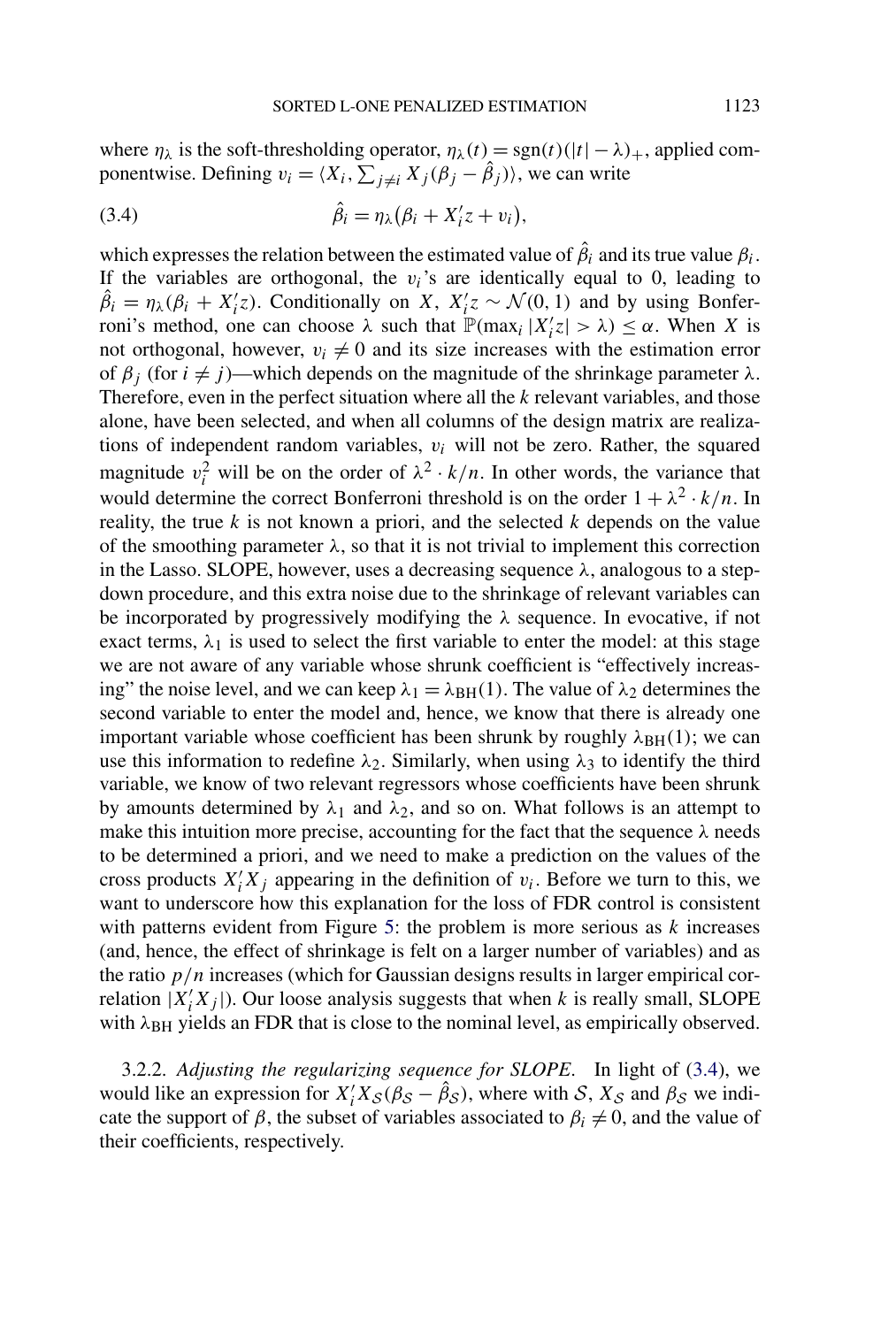where $\eta_\lambda$ is the soft-thresholding operator, $\eta_\lambda(t) = \mathrm{sgn}(t)(|t| - \lambda)_+$, applied componentwise. Defining $v_i = \langle X_i, \sum_{j \neq i} X_j(\beta_j - \hat{\beta}_j)\rangle$, we can write

$$\hat{\beta}_i = \eta_\lambda(\beta_i + X_i'z + v_i), \tag{3.4}$$

which expresses the relation between the estimated value of $\hat{\beta}_i$ and its true value $\beta_i$. If the variables are orthogonal, the $v_i$'s are identically equal to 0, leading to $\hat{\beta}_i = \eta_\lambda(\beta_i + X_i'z)$. Conditionally on $X$, $X_i'z \sim \mathcal{N}(0, 1)$ and by using Bonferroni's method, one can choose $\lambda$ such that $\mathbb{P}(\max_i |X_i'z| > \lambda) \leq \alpha$. When $X$ is not orthogonal, however, $v_i \neq 0$ and its size increases with the estimation error of $\beta_j$ (for $i \neq j$)—which depends on the magnitude of the shrinkage parameter $\lambda$. Therefore, even in the perfect situation where all the $k$ relevant variables, and those alone, have been selected, and when all columns of the design matrix are realizations of independent random variables, $v_i$ will not be zero. Rather, the squared magnitude $v_i^2$ will be on the order of $\lambda^2 \cdot k/n$. In other words, the variance that would determine the correct Bonferroni threshold is on the order $1 + \lambda^2 \cdot k/n$. In reality, the true $k$ is not known a priori, and the selected $k$ depends on the value of the smoothing parameter $\lambda$, so that it is not trivial to implement this correction in the Lasso. SLOPE, however, uses a decreasing sequence $\lambda$, analogous to a step-down procedure, and this extra noise due to the shrinkage of relevant variables can be incorporated by progressively modifying the $\lambda$ sequence. In evocative, if not exact terms, $\lambda_1$ is used to select the first variable to enter the model: at this stage we are not aware of any variable whose shrunk coefficient is "effectively increasing" the noise level, and we can keep $\lambda_1 = \lambda_{\mathrm{BH}}(1)$. The value of $\lambda_2$ determines the second variable to enter the model and, hence, we know that there is already one important variable whose coefficient has been shrunk by roughly $\lambda_{\mathrm{BH}}(1)$; we can use this information to redefine $\lambda_2$. Similarly, when using $\lambda_3$ to identify the third variable, we know of two relevant regressors whose coefficients have been shrunk by amounts determined by $\lambda_1$ and $\lambda_2$, and so on. What follows is an attempt to make this intuition more precise, accounting for the fact that the sequence $\lambda$ needs to be determined a priori, and we need to make a prediction on the values of the cross products $X_i'X_j$ appearing in the definition of $v_i$. Before we turn to this, we want to underscore how this explanation for the loss of FDR control is consistent with patterns evident from Figure 5: the problem is more serious as $k$ increases (and, hence, the effect of shrinkage is felt on a larger number of variables) and as the ratio $p/n$ increases (which for Gaussian designs results in larger empirical correlation $|X_i'X_j|$). Our loose analysis suggests that when $k$ is really small, SLOPE with $\lambda_{\mathrm{BH}}$ yields an FDR that is close to the nominal level, as empirically observed.

3.2.2. *Adjusting the regularizing sequence for SLOPE.* In light of (3.4), we would like an expression for $X_i'X_{\mathcal{S}}(\beta_{\mathcal{S}} - \hat{\beta}_{\mathcal{S}})$, where with $\mathcal{S}$, $X_{\mathcal{S}}$ and $\beta_{\mathcal{S}}$ we indicate the support of $\beta$, the subset of variables associated to $\beta_i \neq 0$, and the value of their coefficients, respectively.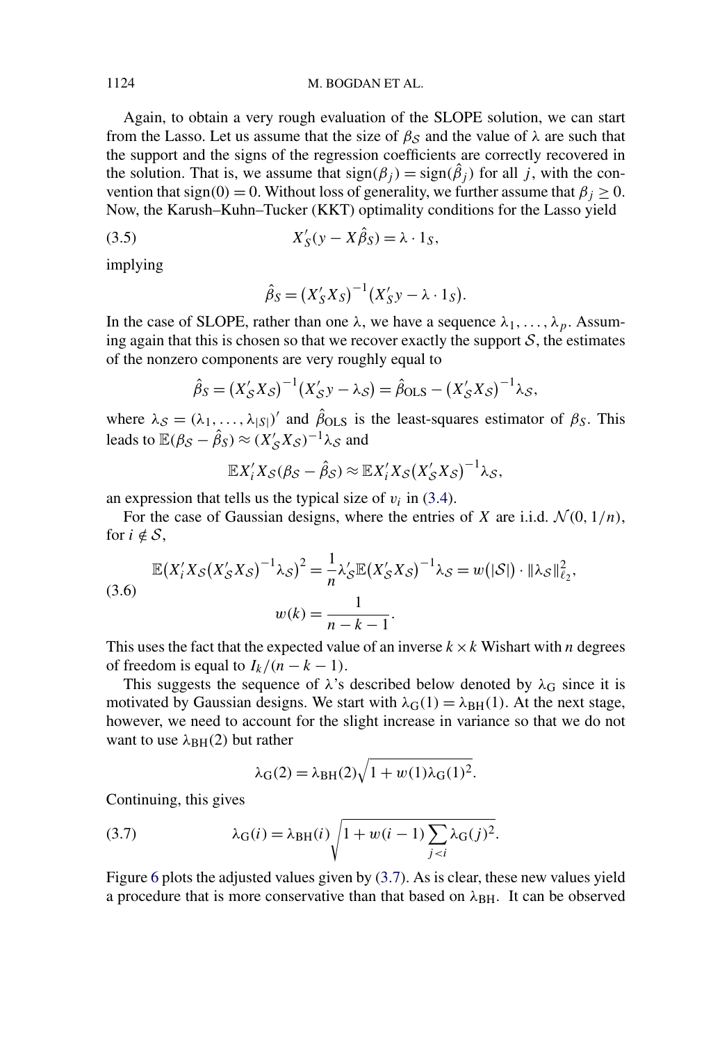Again, to obtain a very rough evaluation of the SLOPE solution, we can start from the Lasso. Let us assume that the size of $\beta_{\mathcal{S}}$ and the value of $\lambda$ are such that the support and the signs of the regression coefficients are correctly recovered in the solution. That is, we assume that $\operatorname{sign}(\beta_j) = \operatorname{sign}(\hat{\beta}_j)$ for all $j$, with the convention that $\operatorname{sign}(0) = 0$. Without loss of generality, we further assume that $\beta_j \geq 0$. Now, the Karush–Kuhn–Tucker (KKT) optimality conditions for the Lasso yield

$$X_S'(y - X\hat{\beta}_S) = \lambda \cdot 1_S, \tag{3.5}$$

implying

$$\hat{\beta}_S = (X_S' X_S)^{-1}(X_S' y - \lambda \cdot 1_S).$$

In the case of SLOPE, rather than one $\lambda$, we have a sequence $\lambda_1, \ldots, \lambda_p$. Assuming again that this is chosen so that we recover exactly the support $\mathcal{S}$, the estimates of the nonzero components are very roughly equal to

$$\hat{\beta}_S = (X_{\mathcal{S}}' X_{\mathcal{S}})^{-1}(X_{\mathcal{S}}' y - \lambda_{\mathcal{S}}) = \hat{\beta}_{\mathrm{OLS}} - (X_{\mathcal{S}}' X_{\mathcal{S}})^{-1}\lambda_{\mathcal{S}},$$

where $\lambda_{\mathcal{S}} = (\lambda_1, \ldots, \lambda_{|S|})'$ and $\hat{\beta}_{\mathrm{OLS}}$ is the least-squares estimator of $\beta_S$. This leads to $\mathbb{E}(\beta_{\mathcal{S}} - \hat{\beta}_S) \approx (X_{\mathcal{S}}' X_{\mathcal{S}})^{-1}\lambda_{\mathcal{S}}$ and

$$\mathbb{E} X_i' X_{\mathcal{S}}(\beta_{\mathcal{S}} - \hat{\beta}_S) \approx \mathbb{E} X_i' X_{\mathcal{S}}(X_{\mathcal{S}}' X_{\mathcal{S}})^{-1}\lambda_{\mathcal{S}},$$

an expression that tells us the typical size of $v_i$ in (3.4).

For the case of Gaussian designs, where the entries of $X$ are i.i.d. $\mathcal{N}(0, 1/n)$, for $i \notin \mathcal{S}$,

$$\begin{aligned}
&\mathbb{E}\big(X_i' X_{\mathcal{S}}(X_{\mathcal{S}}' X_{\mathcal{S}})^{-1}\lambda_{\mathcal{S}}\big)^2 = \frac{1}{n}\lambda_{\mathcal{S}}' \mathbb{E}(X_{\mathcal{S}}' X_{\mathcal{S}})^{-1}\lambda_{\mathcal{S}} = w(|\mathcal{S}|) \cdot \|\lambda_{\mathcal{S}}\|_{\ell_2}^2, \\
&w(k) = \frac{1}{n - k - 1}.
\end{aligned} \tag{3.6}$$

This uses the fact that the expected value of an inverse $k \times k$ Wishart with $n$ degrees of freedom is equal to $I_k/(n - k - 1)$.

This suggests the sequence of $\lambda$'s described below denoted by $\lambda_{\mathrm{G}}$ since it is motivated by Gaussian designs. We start with $\lambda_{\mathrm{G}}(1) = \lambda_{\mathrm{BH}}(1)$. At the next stage, however, we need to account for the slight increase in variance so that we do not want to use $\lambda_{\mathrm{BH}}(2)$ but rather

$$\lambda_{\mathrm{G}}(2) = \lambda_{\mathrm{BH}}(2)\sqrt{1 + w(1)\lambda_{\mathrm{G}}(1)^2}.$$

Continuing, this gives

$$\lambda_{\mathrm{G}}(i) = \lambda_{\mathrm{BH}}(i)\sqrt{1 + w(i-1)\sum_{j<i}\lambda_{\mathrm{G}}(j)^2}. \tag{3.7}$$

Figure 6 plots the adjusted values given by (3.7). As is clear, these new values yield a procedure that is more conservative than that based on $\lambda_{\mathrm{BH}}$. It can be observed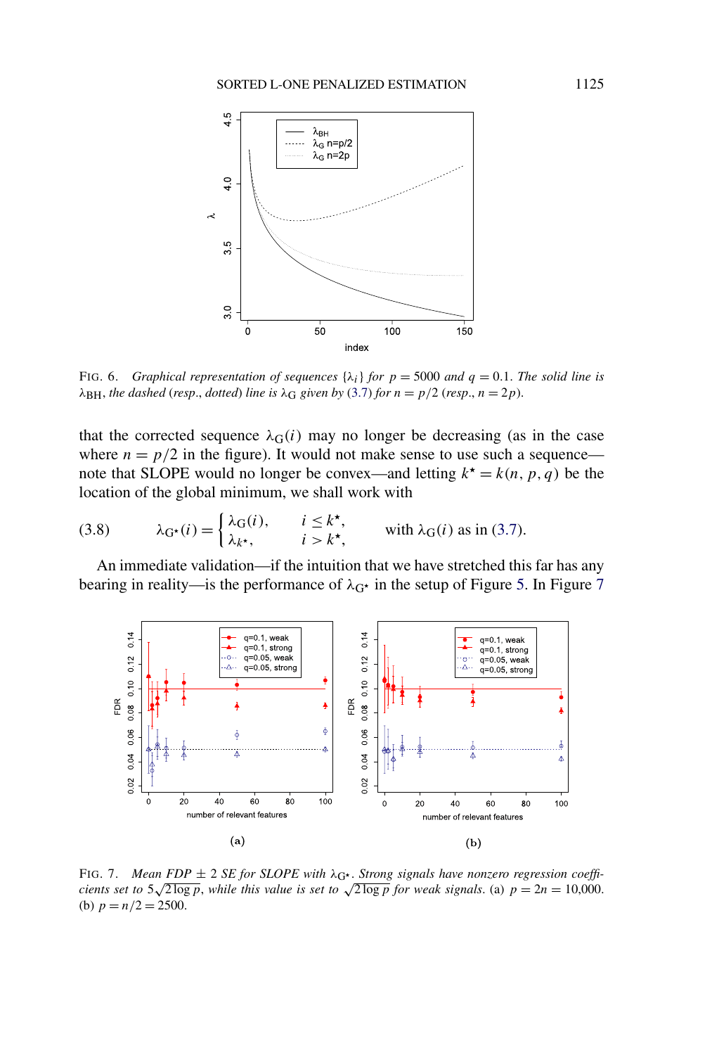FIG. 6. *Graphical representation of sequences* $\{\lambda_i\}$ *for* $p = 5000$ *and* $q = 0.1$. *The solid line is* $\lambda_{\mathrm{BH}}$, *the dashed* (*resp*., *dotted*) *line is* $\lambda_{\mathrm{G}}$ *given by* (3.7) *for* $n = p/2$ (*resp*., $n = 2p$).

that the corrected sequence $\lambda_{\mathrm{G}}(i)$ may no longer be decreasing (as in the case where $n = p/2$ in the figure). It would not make sense to use such a sequence—note that SLOPE would no longer be convex—and letting $k^\star = k(n, p, q)$ be the location of the global minimum, we shall work with

$$\lambda_{\mathrm{G}^\star}(i) = \begin{cases} \lambda_{\mathrm{G}}(i), & i \le k^\star, \\ \lambda_{k^\star}, & i > k^\star, \end{cases} \qquad \text{with } \lambda_{\mathrm{G}}(i) \text{ as in (3.7).} \tag{3.8}$$

An immediate validation—if the intuition that we have stretched this far has any bearing in reality—is the performance of $\lambda_{\mathrm{G}^\star}$ in the setup of Figure 5. In Figure 7

FIG. 7. *Mean FDP* $\pm$ 2 *SE for SLOPE with* $\lambda_{\mathrm{G}^\star}$. *Strong signals have nonzero regression coefficients set to* $5\sqrt{2\log p}$, *while this value is set to* $\sqrt{2\log p}$ *for weak signals*. (a) $p = 2n = 10{,}000$. (b) $p = n/2 = 2500$.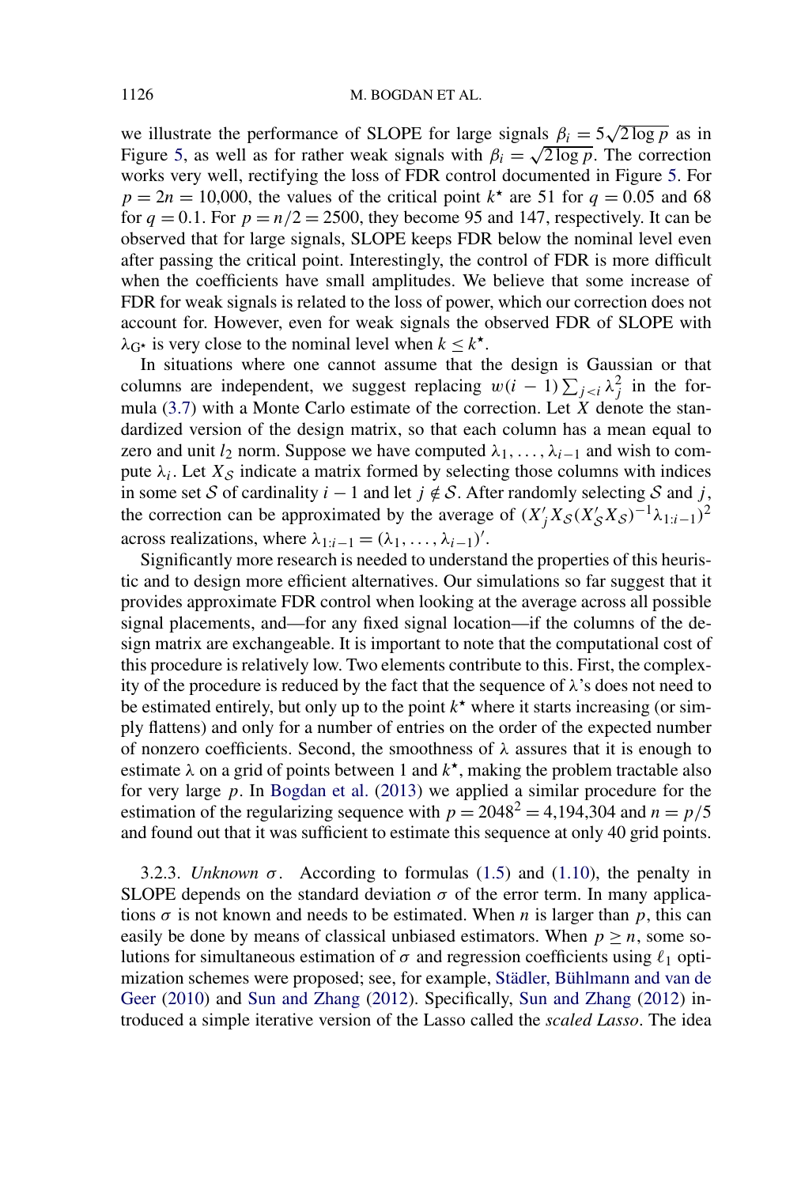we illustrate the performance of SLOPE for large signals $\beta_i = 5\sqrt{2\log p}$ as in Figure 5, as well as for rather weak signals with $\beta_i = \sqrt{2\log p}$. The correction works very well, rectifying the loss of FDR control documented in Figure 5. For $p = 2n = 10{,}000$, the values of the critical point $k^\star$ are 51 for $q = 0.05$ and 68 for $q = 0.1$. For $p = n/2 = 2500$, they become 95 and 147, respectively. It can be observed that for large signals, SLOPE keeps FDR below the nominal level even after passing the critical point. Interestingly, the control of FDR is more difficult when the coefficients have small amplitudes. We believe that some increase of FDR for weak signals is related to the loss of power, which our correction does not account for. However, even for weak signals the observed FDR of SLOPE with $\lambda_{G^\star}$ is very close to the nominal level when $k \le k^\star$.

In situations where one cannot assume that the design is Gaussian or that columns are independent, we suggest replacing $w(i-1)\sum_{j<i}\lambda_j^2$ in the formula (3.7) with a Monte Carlo estimate of the correction. Let $X$ denote the standardized version of the design matrix, so that each column has a mean equal to zero and unit $l_2$ norm. Suppose we have computed $\lambda_1, \dots, \lambda_{i-1}$ and wish to compute $\lambda_i$. Let $X_{\mathcal{S}}$ indicate a matrix formed by selecting those columns with indices in some set $\mathcal{S}$ of cardinality $i-1$ and let $j \notin \mathcal{S}$. After randomly selecting $\mathcal{S}$ and $j$, the correction can be approximated by the average of $(X_j' X_{\mathcal{S}}(X_{\mathcal{S}}' X_{\mathcal{S}})^{-1}\lambda_{1:i-1})^2$ across realizations, where $\lambda_{1:i-1} = (\lambda_1, \dots, \lambda_{i-1})'$.

Significantly more research is needed to understand the properties of this heuristic and to design more efficient alternatives. Our simulations so far suggest that it provides approximate FDR control when looking at the average across all possible signal placements, and—for any fixed signal location—if the columns of the design matrix are exchangeable. It is important to note that the computational cost of this procedure is relatively low. Two elements contribute to this. First, the complexity of the procedure is reduced by the fact that the sequence of $\lambda$'s does not need to be estimated entirely, but only up to the point $k^\star$ where it starts increasing (or simply flattens) and only for a number of entries on the order of the expected number of nonzero coefficients. Second, the smoothness of $\lambda$ assures that it is enough to estimate $\lambda$ on a grid of points between 1 and $k^\star$, making the problem tractable also for very large $p$. In Bogdan et al. (2013) we applied a similar procedure for the estimation of the regularizing sequence with $p = 2048^2 = 4{,}194{,}304$ and $n = p/5$ and found out that it was sufficient to estimate this sequence at only 40 grid points.

3.2.3. *Unknown* $\sigma$. According to formulas (1.5) and (1.10), the penalty in SLOPE depends on the standard deviation $\sigma$ of the error term. In many applications $\sigma$ is not known and needs to be estimated. When $n$ is larger than $p$, this can easily be done by means of classical unbiased estimators. When $p \ge n$, some solutions for simultaneous estimation of $\sigma$ and regression coefficients using $\ell_1$ optimization schemes were proposed; see, for example, Städler, Bühlmann and van de Geer (2010) and Sun and Zhang (2012). Specifically, Sun and Zhang (2012) introduced a simple iterative version of the Lasso called the *scaled Lasso*. The idea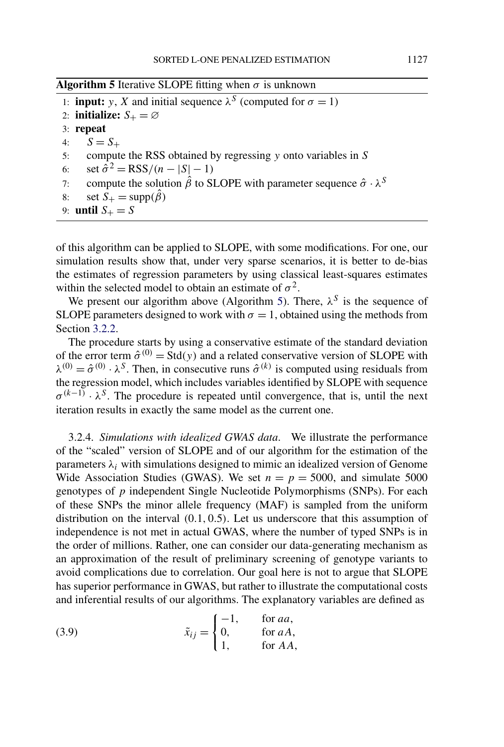**Algorithm 5** Iterative SLOPE fitting when $\sigma$ is unknown

1: **input:** $y$, $X$ and initial sequence $\lambda^S$ (computed for $\sigma = 1$)
2: **initialize:** $S_+ = \varnothing$
3: **repeat**
4: $\quad S = S_+$
5: $\quad$ compute the RSS obtained by regressing $y$ onto variables in $S$
6: $\quad$ set $\hat{\sigma}^2 = \text{RSS}/(n - |S| - 1)$
7: $\quad$ compute the solution $\hat{\beta}$ to SLOPE with parameter sequence $\hat{\sigma} \cdot \lambda^S$
8: $\quad$ set $S_+ = \text{supp}(\hat{\beta})$
9: **until** $S_+ = S$

of this algorithm can be applied to SLOPE, with some modifications. For one, our simulation results show that, under very sparse scenarios, it is better to de-bias the estimates of regression parameters by using classical least-squares estimates within the selected model to obtain an estimate of $\sigma^2$.

We present our algorithm above (Algorithm 5). There, $\lambda^S$ is the sequence of SLOPE parameters designed to work with $\sigma = 1$, obtained using the methods from Section 3.2.2.

The procedure starts by using a conservative estimate of the standard deviation of the error term $\hat{\sigma}^{(0)} = \text{Std}(y)$ and a related conservative version of SLOPE with $\lambda^{(0)} = \hat{\sigma}^{(0)} \cdot \lambda^S$. Then, in consecutive runs $\hat{\sigma}^{(k)}$ is computed using residuals from the regression model, which includes variables identified by SLOPE with sequence $\sigma^{(k-1)} \cdot \lambda^S$. The procedure is repeated until convergence, that is, until the next iteration results in exactly the same model as the current one.

3.2.4. *Simulations with idealized GWAS data.* We illustrate the performance of the "scaled" version of SLOPE and of our algorithm for the estimation of the parameters $\lambda_i$ with simulations designed to mimic an idealized version of Genome Wide Association Studies (GWAS). We set $n = p = 5000$, and simulate 5000 genotypes of $p$ independent Single Nucleotide Polymorphisms (SNPs). For each of these SNPs the minor allele frequency (MAF) is sampled from the uniform distribution on the interval $(0.1, 0.5)$. Let us underscore that this assumption of independence is not met in actual GWAS, where the number of typed SNPs is in the order of millions. Rather, one can consider our data-generating mechanism as an approximation of the result of preliminary screening of genotype variants to avoid complications due to correlation. Our goal here is not to argue that SLOPE has superior performance in GWAS, but rather to illustrate the computational costs and inferential results of our algorithms. The explanatory variables are defined as

$$\tilde{x}_{ij} = \begin{cases} -1, & \text{for } aa, \\ 0, & \text{for } aA, \\ 1, & \text{for } AA, \end{cases} \tag{3.9}$$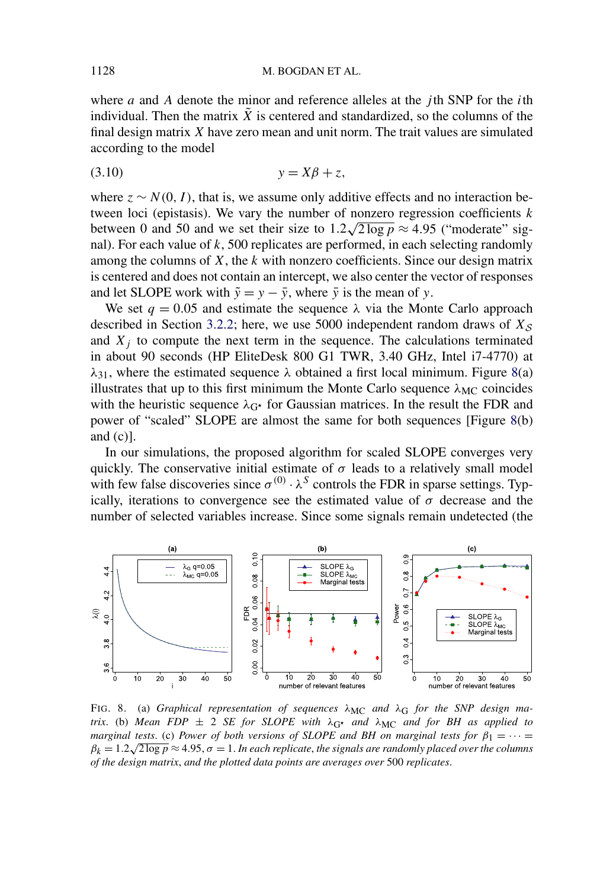where $a$ and $A$ denote the minor and reference alleles at the $j$th SNP for the $i$th individual. Then the matrix $\tilde{X}$ is centered and standardized, so the columns of the final design matrix $X$ have zero mean and unit norm. The trait values are simulated according to the model

$$y = X\beta + z, \tag{3.10}$$

where $z \sim N(0, I)$, that is, we assume only additive effects and no interaction between loci (epistasis). We vary the number of nonzero regression coefficients $k$ between 0 and 50 and we set their size to $1.2\sqrt{2 \log p} \approx 4.95$ ("moderate" signal). For each value of $k$, 500 replicates are performed, in each selecting randomly among the columns of $X$, the $k$ with nonzero coefficients. Since our design matrix is centered and does not contain an intercept, we also center the vector of responses and let SLOPE work with $\tilde{y} = y - \bar{y}$, where $\bar{y}$ is the mean of $y$.

We set $q = 0.05$ and estimate the sequence $\lambda$ via the Monte Carlo approach described in Section 3.2.2; here, we use 5000 independent random draws of $X_S$ and $X_j$ to compute the next term in the sequence. The calculations terminated in about 90 seconds (HP EliteDesk 800 G1 TWR, 3.40 GHz, Intel i7-4770) at $\lambda_{31}$, where the estimated sequence $\lambda$ obtained a first local minimum. Figure 8(a) illustrates that up to this first minimum the Monte Carlo sequence $\lambda_{\mathrm{MC}}$ coincides with the heuristic sequence $\lambda_{\mathrm{G}^\star}$ for Gaussian matrices. In the result the FDR and power of "scaled" SLOPE are almost the same for both sequences [Figure 8(b) and (c)].

In our simulations, the proposed algorithm for scaled SLOPE converges very quickly. The conservative initial estimate of $\sigma$ leads to a relatively small model with few false discoveries since $\sigma^{(0)} \cdot \lambda^S$ controls the FDR in sparse settings. Typically, iterations to convergence see the estimated value of $\sigma$ decrease and the number of selected variables increase. Since some signals remain undetected (the

FIG. 8. (a) *Graphical representation of sequences* $\lambda_{\mathrm{MC}}$ *and* $\lambda_{\mathrm{G}}$ *for the SNP design matrix*. (b) *Mean FDP* $\pm$ 2 *SE for SLOPE with* $\lambda_{\mathrm{G}^\star}$ *and* $\lambda_{\mathrm{MC}}$ *and for BH as applied to marginal tests*. (c) *Power of both versions of SLOPE and BH on marginal tests for* $\beta_1 = \cdots = \beta_k = 1.2\sqrt{2 \log p} \approx 4.95$, $\sigma = 1$. *In each replicate, the signals are randomly placed over the columns of the design matrix, and the plotted data points are averages over* 500 *replicates*.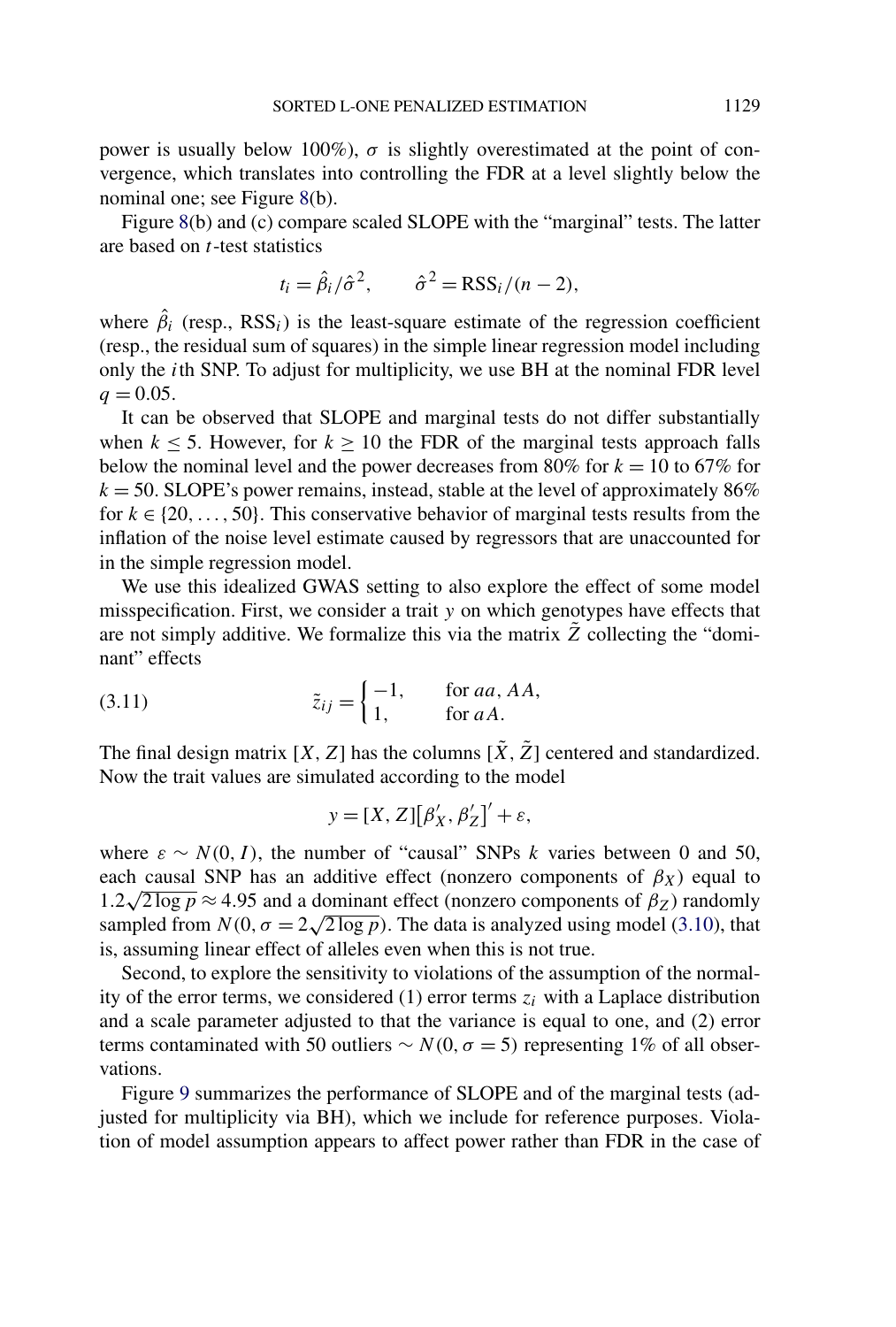power is usually below 100%), $\sigma$ is slightly overestimated at the point of convergence, which translates into controlling the FDR at a level slightly below the nominal one; see Figure 8(b).

Figure 8(b) and (c) compare scaled SLOPE with the "marginal" tests. The latter are based on $t$-test statistics

$$t_i = \hat{\beta}_i / \hat{\sigma}^2, \qquad \hat{\sigma}^2 = \mathrm{RSS}_i / (n-2),$$

where $\hat{\beta}_i$ (resp., $\mathrm{RSS}_i$) is the least-square estimate of the regression coefficient (resp., the residual sum of squares) in the simple linear regression model including only the $i$th SNP. To adjust for multiplicity, we use BH at the nominal FDR level $q = 0.05$.

It can be observed that SLOPE and marginal tests do not differ substantially when $k \leq 5$. However, for $k \geq 10$ the FDR of the marginal tests approach falls below the nominal level and the power decreases from 80% for $k = 10$ to 67% for $k = 50$. SLOPE's power remains, instead, stable at the level of approximately 86% for $k \in \{20, \dots, 50\}$. This conservative behavior of marginal tests results from the inflation of the noise level estimate caused by regressors that are unaccounted for in the simple regression model.

We use this idealized GWAS setting to also explore the effect of some model misspecification. First, we consider a trait $y$ on which genotypes have effects that are not simply additive. We formalize this via the matrix $\tilde{Z}$ collecting the "dominant" effects

$$\tilde{z}_{ij} = \begin{cases} -1, & \text{for } aa, AA, \\ 1, & \text{for } aA. \end{cases} \tag{3.11}$$

The final design matrix $[X, Z]$ has the columns $[\tilde{X}, \tilde{Z}]$ centered and standardized. Now the trait values are simulated according to the model

$$y = [X, Z]\big[\beta_X', \beta_Z'\big]' + \varepsilon,$$

where $\varepsilon \sim N(0, I)$, the number of "causal" SNPs $k$ varies between 0 and 50, each causal SNP has an additive effect (nonzero components of $\beta_X$) equal to $1.2\sqrt{2 \log p} \approx 4.95$ and a dominant effect (nonzero components of $\beta_Z$) randomly sampled from $N(0, \sigma = 2\sqrt{2 \log p})$. The data is analyzed using model (3.10), that is, assuming linear effect of alleles even when this is not true.

Second, to explore the sensitivity to violations of the assumption of the normality of the error terms, we considered (1) error terms $z_i$ with a Laplace distribution and a scale parameter adjusted to that the variance is equal to one, and (2) error terms contaminated with 50 outliers $\sim N(0, \sigma = 5)$ representing 1% of all observations.

Figure 9 summarizes the performance of SLOPE and of the marginal tests (adjusted for multiplicity via BH), which we include for reference purposes. Violation of model assumption appears to affect power rather than FDR in the case of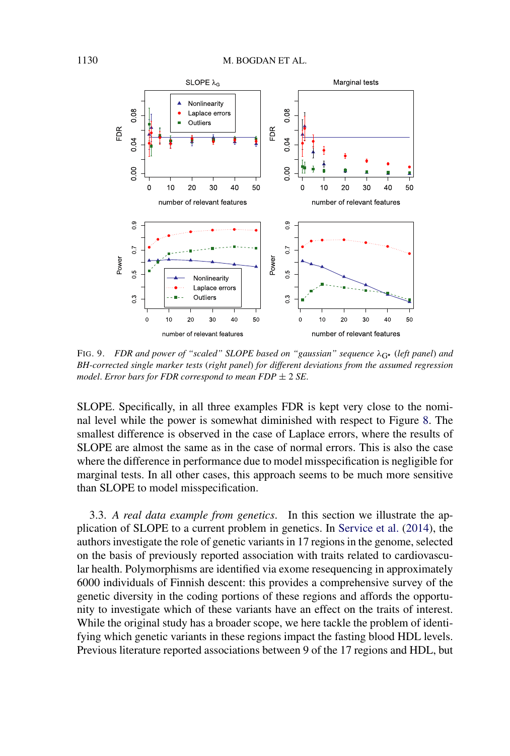FIG. 9. *FDR and power of "scaled" SLOPE based on "gaussian" sequence $\lambda_{G^\star}$ (left panel) and BH-corrected single marker tests (right panel) for different deviations from the assumed regression model. Error bars for FDR correspond to mean FDP $\pm$ 2 SE.*

SLOPE. Specifically, in all three examples FDR is kept very close to the nominal level while the power is somewhat diminished with respect to Figure 8. The smallest difference is observed in the case of Laplace errors, where the results of SLOPE are almost the same as in the case of normal errors. This is also the case where the difference in performance due to model misspecification is negligible for marginal tests. In all other cases, this approach seems to be much more sensitive than SLOPE to model misspecification.

3.3. *A real data example from genetics*. In this section we illustrate the application of SLOPE to a current problem in genetics. In Service et al. (2014), the authors investigate the role of genetic variants in 17 regions in the genome, selected on the basis of previously reported association with traits related to cardiovascular health. Polymorphisms are identified via exome resequencing in approximately 6000 individuals of Finnish descent: this provides a comprehensive survey of the genetic diversity in the coding portions of these regions and affords the opportunity to investigate which of these variants have an effect on the traits of interest. While the original study has a broader scope, we here tackle the problem of identifying which genetic variants in these regions impact the fasting blood HDL levels. Previous literature reported associations between 9 of the 17 regions and HDL, but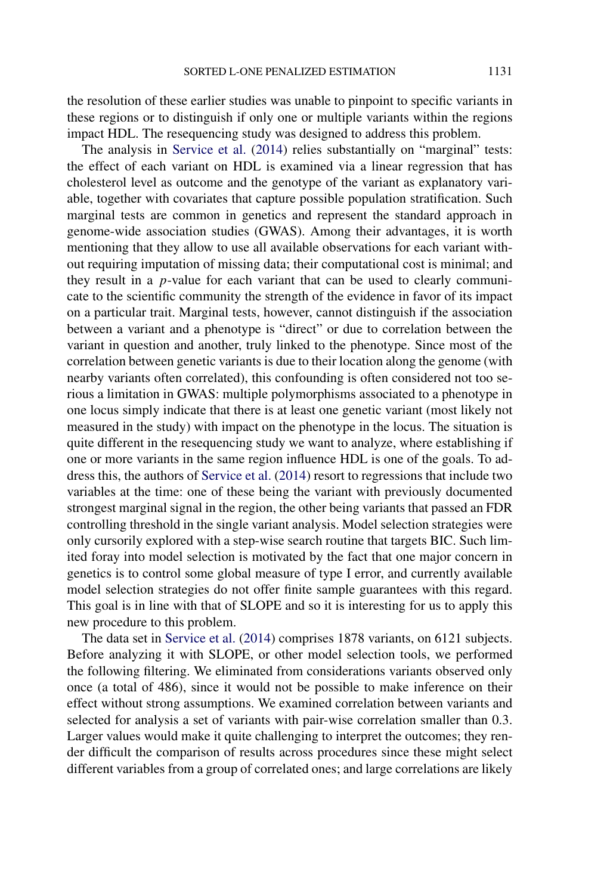the resolution of these earlier studies was unable to pinpoint to specific variants in these regions or to distinguish if only one or multiple variants within the regions impact HDL. The resequencing study was designed to address this problem.

The analysis in Service et al. (2014) relies substantially on "marginal" tests: the effect of each variant on HDL is examined via a linear regression that has cholesterol level as outcome and the genotype of the variant as explanatory variable, together with covariates that capture possible population stratification. Such marginal tests are common in genetics and represent the standard approach in genome-wide association studies (GWAS). Among their advantages, it is worth mentioning that they allow to use all available observations for each variant without requiring imputation of missing data; their computational cost is minimal; and they result in a $p$-value for each variant that can be used to clearly communicate to the scientific community the strength of the evidence in favor of its impact on a particular trait. Marginal tests, however, cannot distinguish if the association between a variant and a phenotype is "direct" or due to correlation between the variant in question and another, truly linked to the phenotype. Since most of the correlation between genetic variants is due to their location along the genome (with nearby variants often correlated), this confounding is often considered not too serious a limitation in GWAS: multiple polymorphisms associated to a phenotype in one locus simply indicate that there is at least one genetic variant (most likely not measured in the study) with impact on the phenotype in the locus. The situation is quite different in the resequencing study we want to analyze, where establishing if one or more variants in the same region influence HDL is one of the goals. To address this, the authors of Service et al. (2014) resort to regressions that include two variables at the time: one of these being the variant with previously documented strongest marginal signal in the region, the other being variants that passed an FDR controlling threshold in the single variant analysis. Model selection strategies were only cursorily explored with a step-wise search routine that targets BIC. Such limited foray into model selection is motivated by the fact that one major concern in genetics is to control some global measure of type I error, and currently available model selection strategies do not offer finite sample guarantees with this regard. This goal is in line with that of SLOPE and so it is interesting for us to apply this new procedure to this problem.

The data set in Service et al. (2014) comprises 1878 variants, on 6121 subjects. Before analyzing it with SLOPE, or other model selection tools, we performed the following filtering. We eliminated from considerations variants observed only once (a total of 486), since it would not be possible to make inference on their effect without strong assumptions. We examined correlation between variants and selected for analysis a set of variants with pair-wise correlation smaller than 0.3. Larger values would make it quite challenging to interpret the outcomes; they render difficult the comparison of results across procedures since these might select different variables from a group of correlated ones; and large correlations are likely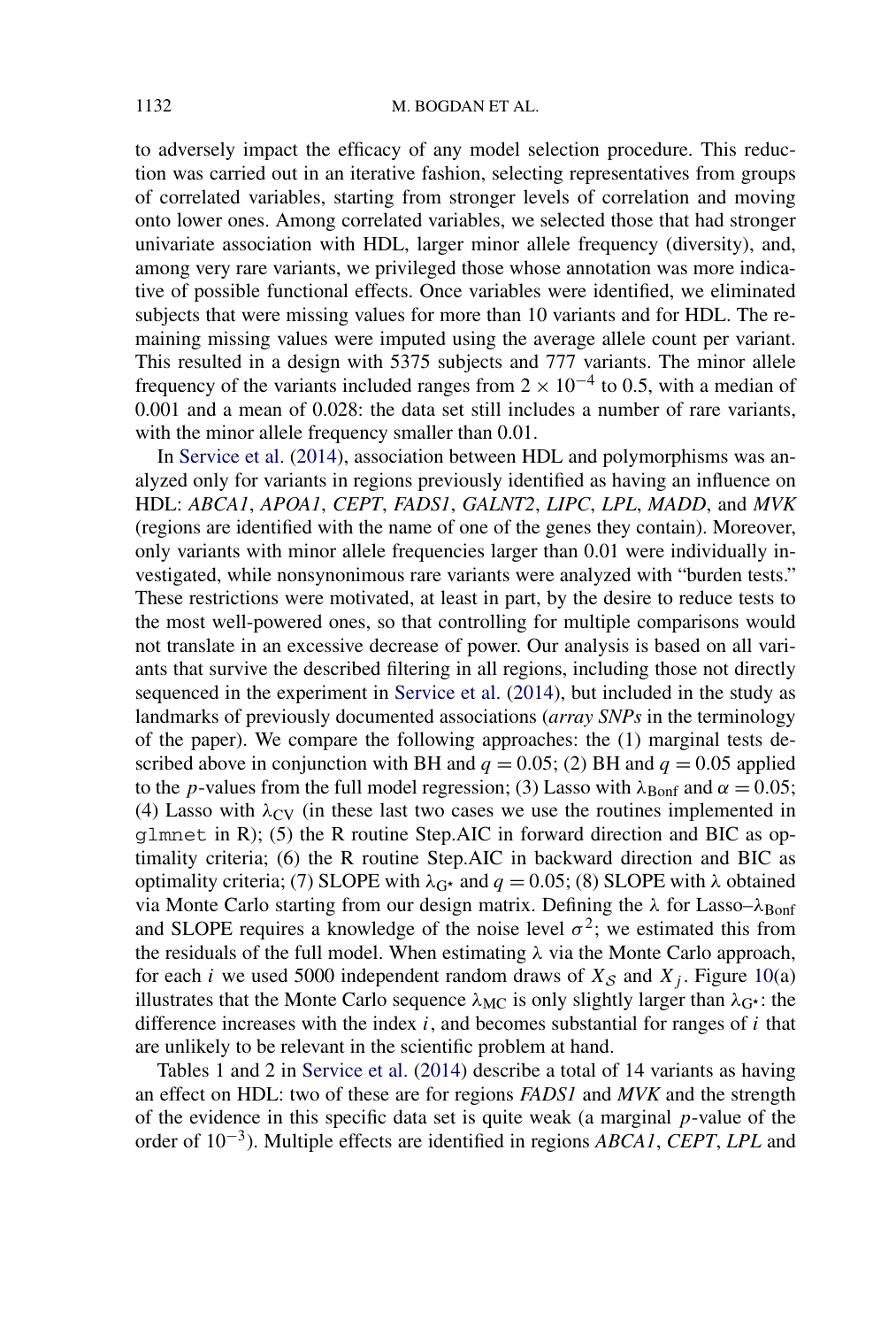to adversely impact the efficacy of any model selection procedure. This reduction was carried out in an iterative fashion, selecting representatives from groups of correlated variables, starting from stronger levels of correlation and moving onto lower ones. Among correlated variables, we selected those that had stronger univariate association with HDL, larger minor allele frequency (diversity), and, among very rare variants, we privileged those whose annotation was more indicative of possible functional effects. Once variables were identified, we eliminated subjects that were missing values for more than 10 variants and for HDL. The remaining missing values were imputed using the average allele count per variant. This resulted in a design with 5375 subjects and 777 variants. The minor allele frequency of the variants included ranges from $2 \times 10^{-4}$ to 0.5, with a median of 0.001 and a mean of 0.028: the data set still includes a number of rare variants, with the minor allele frequency smaller than 0.01.

In Service et al. (2014), association between HDL and polymorphisms was analyzed only for variants in regions previously identified as having an influence on HDL: *ABCA1*, *APOA1*, *CEPT*, *FADS1*, *GALNT2*, *LIPC*, *LPL*, *MADD*, and *MVK* (regions are identified with the name of one of the genes they contain). Moreover, only variants with minor allele frequencies larger than 0.01 were individually investigated, while nonsynonimous rare variants were analyzed with "burden tests." These restrictions were motivated, at least in part, by the desire to reduce tests to the most well-powered ones, so that controlling for multiple comparisons would not translate in an excessive decrease of power. Our analysis is based on all variants that survive the described filtering in all regions, including those not directly sequenced in the experiment in Service et al. (2014), but included in the study as landmarks of previously documented associations (*array SNPs* in the terminology of the paper). We compare the following approaches: the (1) marginal tests described above in conjunction with BH and $q = 0.05$; (2) BH and $q = 0.05$ applied to the $p$-values from the full model regression; (3) Lasso with $\lambda_{\text{Bonf}}$ and $\alpha = 0.05$; (4) Lasso with $\lambda_{\text{CV}}$ (in these last two cases we use the routines implemented in `glmnet` in R); (5) the R routine Step.AIC in forward direction and BIC as optimality criteria; (6) the R routine Step.AIC in backward direction and BIC as optimality criteria; (7) SLOPE with $\lambda_{G^\star}$ and $q = 0.05$; (8) SLOPE with $\lambda$ obtained via Monte Carlo starting from our design matrix. Defining the $\lambda$ for Lasso–$\lambda_{\text{Bonf}}$ and SLOPE requires a knowledge of the noise level $\sigma^2$; we estimated this from the residuals of the full model. When estimating $\lambda$ via the Monte Carlo approach, for each $i$ we used 5000 independent draws of $X_{\mathcal{S}}$ and $X_j$. Figure 10(a) illustrates that the Monte Carlo sequence $\lambda_{\text{MC}}$ is only slightly larger than $\lambda_{G^\star}$: the difference increases with the index $i$, and becomes substantial for ranges of $i$ that are unlikely to be relevant in the scientific problem at hand.

Tables 1 and 2 in Service et al. (2014) describe a total of 14 variants as having an effect on HDL: two of these are for regions *FADS1* and *MVK* and the strength of the evidence in this specific data set is quite weak (a marginal $p$-value of the order of $10^{-3}$). Multiple effects are identified in regions *ABCA1*, *CEPT*, *LPL* and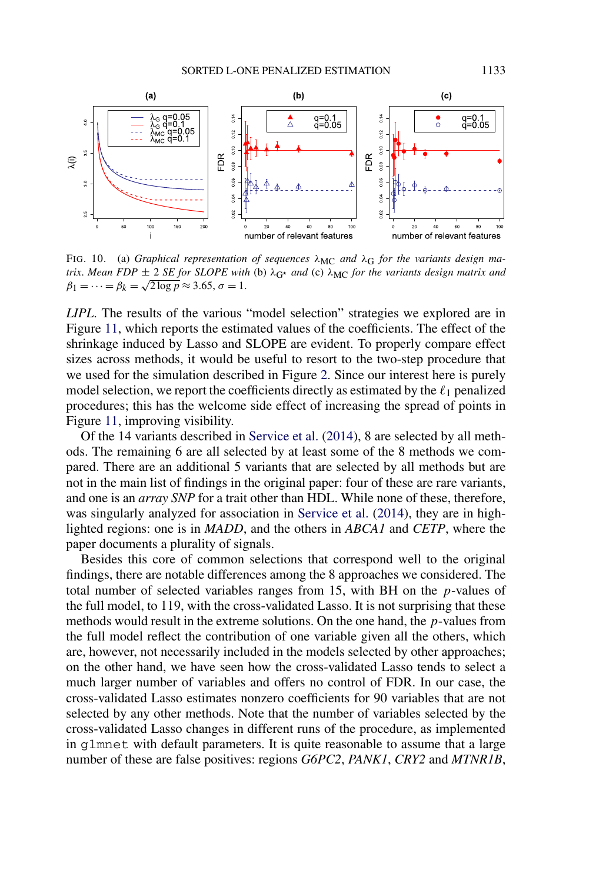FIG. 10. (a) *Graphical representation of sequences* $\lambda_{\mathrm{MC}}$ *and* $\lambda_{\mathrm{G}}$ *for the variants design matrix. Mean FDP* $\pm$ 2 *SE for SLOPE with* (b) $\lambda_{\mathrm{G}^\star}$ *and* (c) $\lambda_{\mathrm{MC}}$ *for the variants design matrix and* $\beta_1 = \cdots = \beta_k = \sqrt{2 \log p} \approx 3.65$, $\sigma = 1$.

*LIPL*. The results of the various "model selection" strategies we explored are in Figure 11, which reports the estimated values of the coefficients. The effect of the shrinkage induced by Lasso and SLOPE are evident. To properly compare effect sizes across methods, it would be useful to resort to the two-step procedure that we used for the simulation described in Figure 2. Since our interest here is purely model selection, we report the coefficients directly as estimated by the $\ell_1$ penalized procedures; this has the welcome side effect of increasing the spread of points in Figure 11, improving visibility.

Of the 14 variants described in Service et al. (2014), 8 are selected by all methods. The remaining 6 are all selected by at least some of the 8 methods we compared. There are an additional 5 variants that are selected by all methods but are not in the main list of findings in the original paper: four of these are rare variants, and one is an *array SNP* for a trait other than HDL. While none of these, therefore, was singularly analyzed for association in Service et al. (2014), they are in highlighted regions: one is in *MADD*, and the others in *ABCA1* and *CETP*, where the paper documents a plurality of signals.

Besides this core of common selections that correspond well to the original findings, there are notable differences among the 8 approaches we considered. The total number of selected variables ranges from 15, with BH on the $p$-values of the full model, to 119, with the cross-validated Lasso. It is not surprising that these methods would result in the extreme solutions. On the one hand, the $p$-values from the full model reflect the contribution of one variable given all the others, which are, however, not necessarily included in the models selected by other approaches; on the other hand, we have seen how the cross-validated Lasso tends to select a much larger number of variables and offers no control of FDR. In our case, the cross-validated Lasso estimates nonzero coefficients for 90 variables that are not selected by any other methods. Note that the number of variables selected by the cross-validated Lasso changes in different runs of the procedure, as implemented in `glmnet` with default parameters. It is quite reasonable to assume that a large number of these are false positives: regions *G6PC2*, *PANK1*, *CRY2* and *MTNR1B*,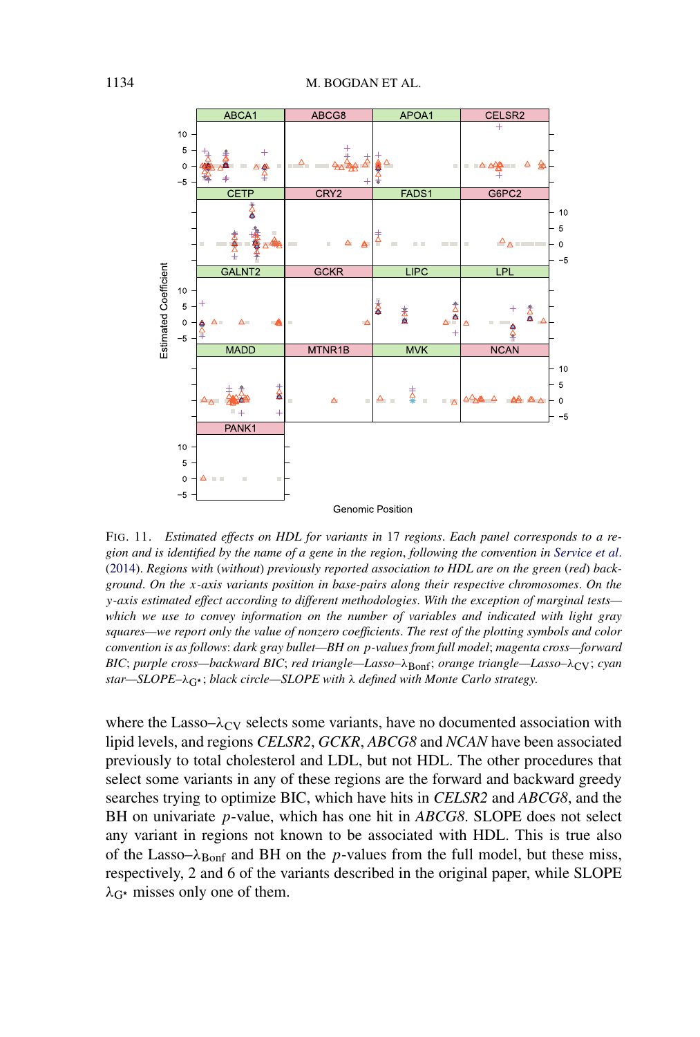FIG. 11. *Estimated effects on HDL for variants in 17 regions. Each panel corresponds to a region and is identified by the name of a gene in the region, following the convention in Service et al. (2014). Regions with (without) previously reported association to HDL are on the green (red) background. On the x-axis variants position in base-pairs along their respective chromosomes. On the y-axis estimated effect according to different methodologies. With the exception of marginal tests—which we use to convey information on the number of variables and indicated with light gray squares—we report only the value of nonzero coefficients. The rest of the plotting symbols and color convention is as follows: dark gray bullet—BH on p-values from full model; magenta cross—forward BIC; purple cross—backward BIC; red triangle—Lasso–$\lambda_{\mathrm{Bonf}}$; orange triangle—Lasso–$\lambda_{\mathrm{CV}}$; cyan star—SLOPE–$\lambda_{G^\star}$; black circle—SLOPE with $\lambda$ defined with Monte Carlo strategy.*

where the Lasso–$\lambda_{\mathrm{CV}}$ selects some variants, have no documented association with lipid levels, and regions *CELSR2*, *GCKR*, *ABCG8* and *NCAN* have been associated previously to total cholesterol and LDL, but not HDL. The other procedures that select some variants in any of these regions are the forward and backward greedy searches trying to optimize BIC, which have hits in *CELSR2* and *ABCG8*, and the BH on univariate $p$-value, which has one hit in *ABCG8*. SLOPE does not select any variant in regions not known to be associated with HDL. This is true also of the Lasso–$\lambda_{\mathrm{Bonf}}$ and BH on the $p$-values from the full model, but these miss, respectively, 2 and 6 of the variants described in the original paper, while SLOPE $\lambda_{G^\star}$ misses only one of them.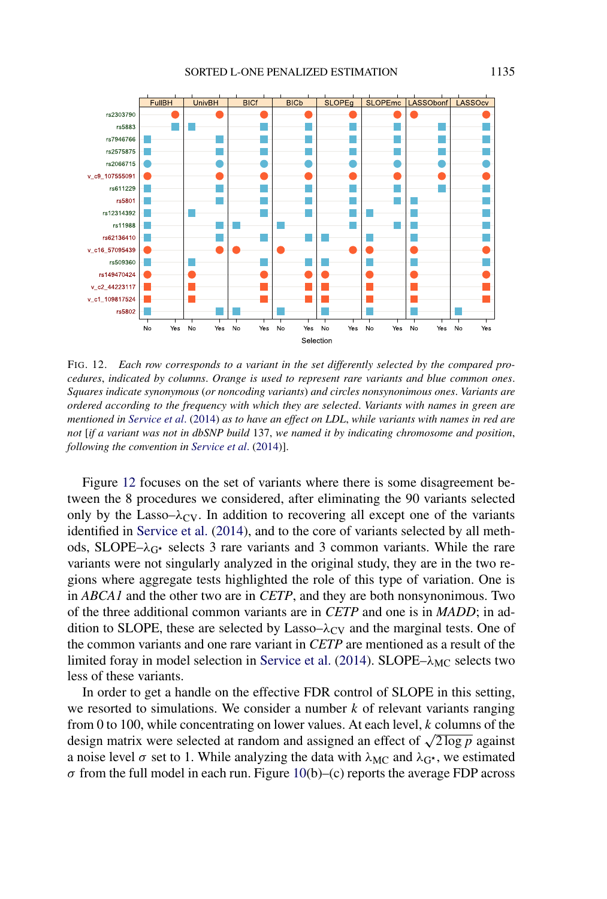FIG. 12. *Each row corresponds to a variant in the set differently selected by the compared procedures, indicated by columns. Orange is used to represent rare variants and blue common ones. Squares indicate synonymous (or noncoding variants) and circles nonsynonimous ones. Variants are ordered according to the frequency with which they are selected. Variants with names in green are mentioned in* Service *et al*. (2014) *as to have an effect on LDL, while variants with names in red are not* [*if a variant was not in dbSNP build* 137, *we named it by indicating chromosome and position, following the convention in* Service *et al*. (2014)].

Figure 12 focuses on the set of variants where there is some disagreement between the 8 procedures we considered, after eliminating the 90 variants selected only by the Lasso–$\lambda_{\mathrm{CV}}$. In addition to recovering all except one of the variants identified in Service et al. (2014), and to the core of variants selected by all methods, SLOPE–$\lambda_{\mathrm{G}^\star}$ selects 3 rare variants and 3 common variants. While the rare variants were not singularly analyzed in the original study, they are in the two regions where aggregate tests highlighted the role of this type of variation. One is in *ABCA1* and the other two are in *CETP*, and they are both nonsynonimous. Two of the three additional common variants are in *CETP* and one is in *MADD*; in addition to SLOPE, these are selected by Lasso–$\lambda_{\mathrm{CV}}$ and the marginal tests. One of the common variants and one rare variant in *CETP* are mentioned as a result of the limited foray in model selection in Service et al. (2014). SLOPE–$\lambda_{\mathrm{MC}}$ selects two less of these variants.

In order to get a handle on the effective FDR control of SLOPE in this setting, we resorted to simulations. We consider a number $k$ of relevant variants ranging from 0 to 100, while concentrating on lower values. At each level, $k$ columns of the design matrix were selected at random and assigned an effect of $\sqrt{2\log p}$ against a noise level $\sigma$ set to 1. While analyzing the data with $\lambda_{\mathrm{MC}}$ and $\lambda_{\mathrm{G}^\star}$, we estimated $\sigma$ from the full model in each run. Figure 10(b)–(c) reports the average FDP across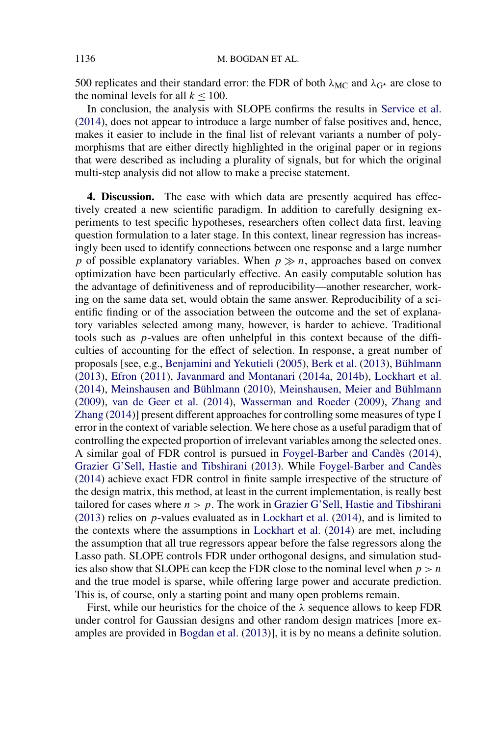500 replicates and their standard error: the FDR of both $\lambda_{\text{MC}}$ and $\lambda_{\text{G}^\star}$ are close to the nominal levels for all $k \leq 100$.

In conclusion, the analysis with SLOPE confirms the results in Service et al. (2014), does not appear to introduce a large number of false positives and, hence, makes it easier to include in the final list of relevant variants a number of polymorphisms that are either directly highlighted in the original paper or in regions that were described as including a plurality of signals, but for which the original multi-step analysis did not allow to make a precise statement.

**4. Discussion.** The ease with which data are presently acquired has effectively created a new scientific paradigm. In addition to carefully designing experiments to test specific hypotheses, researchers often collect data first, leaving question formulation to a later stage. In this context, linear regression has increasingly been used to identify connections between one response and a large number $p$ of possible explanatory variables. When $p \gg n$, approaches based on convex optimization have been particularly effective. An easily computable solution has the advantage of definitiveness and of reproducibility—another researcher, working on the same data set, would obtain the same answer. Reproducibility of a scientific finding or of the association between the outcome and the set of explanatory variables selected among many, however, is harder to achieve. Traditional tools such as $p$-values are often unhelpful in this context because of the difficulties of accounting for the effect of selection. In response, a great number of proposals [see, e.g., Benjamini and Yekutieli (2005), Berk et al. (2013), Bühlmann (2013), Efron (2011), Javanmard and Montanari (2014a, 2014b), Lockhart et al. (2014), Meinshausen and Bühlmann (2010), Meinshausen, Meier and Bühlmann (2009), van de Geer et al. (2014), Wasserman and Roeder (2009), Zhang and Zhang (2014)] present different approaches for controlling some measures of type I error in the context of variable selection. We here chose as a useful paradigm that of controlling the expected proportion of irrelevant variables among the selected ones. A similar goal of FDR control is pursued in Foygel-Barber and Candès (2014), Grazier G'Sell, Hastie and Tibshirani (2013). While Foygel-Barber and Candès (2014) achieve exact FDR control in finite sample irrespective of the structure of the design matrix, this method, at least in the current implementation, is really best tailored for cases where $n > p$. The work in Grazier G'Sell, Hastie and Tibshirani (2013) relies on $p$-values evaluated as in Lockhart et al. (2014), and is limited to the contexts where the assumptions in Lockhart et al. (2014) are met, including the assumption that all true regressors appear before the false regressors along the Lasso path. SLOPE controls FDR under orthogonal designs, and simulation studies also show that SLOPE can keep the FDR close to the nominal level when $p > n$ and the true model is sparse, while offering large power and accurate prediction. This is, of course, only a starting point and many open problems remain.

First, while our heuristics for the choice of the $\lambda$ sequence allows to keep FDR under control for Gaussian designs and other random design matrices [more examples are provided in Bogdan et al. (2013)], it is by no means a definite solution.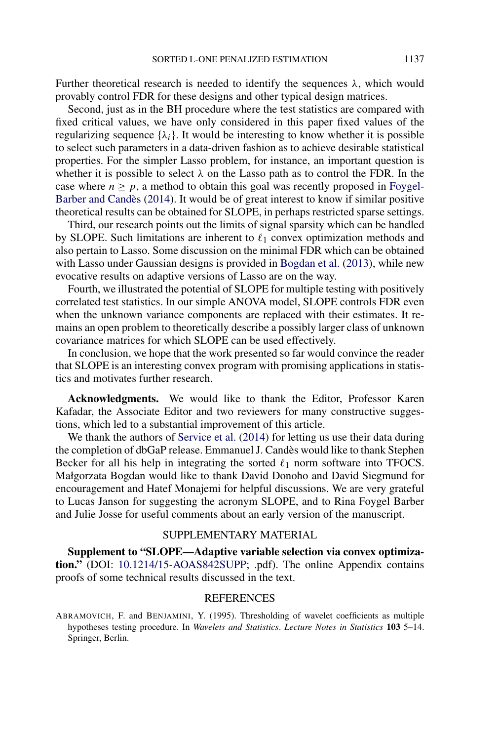Further theoretical research is needed to identify the sequences $\lambda$, which would provably control FDR for these designs and other typical design matrices.

Second, just as in the BH procedure where the test statistics are compared with fixed critical values, we have only considered in this paper fixed values of the regularizing sequence $\{\lambda_i\}$. It would be interesting to know whether it is possible to select such parameters in a data-driven fashion as to achieve desirable statistical properties. For the simpler Lasso problem, for instance, an important question is whether it is possible to select $\lambda$ on the Lasso path as to control the FDR. In the case where $n \geq p$, a method to obtain this goal was recently proposed in Foygel-Barber and Candès (2014). It would be of great interest to know if similar positive theoretical results can be obtained for SLOPE, in perhaps restricted sparse settings.

Third, our research points out the limits of signal sparsity which can be handled by SLOPE. Such limitations are inherent to $\ell_1$ convex optimization methods and also pertain to Lasso. Some discussion on the minimal FDR which can be obtained with Lasso under Gaussian designs is provided in Bogdan et al. (2013), while new evocative results on adaptive versions of Lasso are on the way.

Fourth, we illustrated the potential of SLOPE for multiple testing with positively correlated test statistics. In our simple ANOVA model, SLOPE controls FDR even when the unknown variance components are replaced with their estimates. It remains an open problem to theoretically describe a possibly larger class of unknown covariance matrices for which SLOPE can be used effectively.

In conclusion, we hope that the work presented so far would convince the reader that SLOPE is an interesting convex program with promising applications in statistics and motivates further research.

**Acknowledgments.** We would like to thank the Editor, Professor Karen Kafadar, the Associate Editor and two reviewers for many constructive suggestions, which led to a substantial improvement of this article.

We thank the authors of Service et al. (2014) for letting us use their data during the completion of dbGaP release. Emmanuel J. Candès would like to thank Stephen Becker for all his help in integrating the sorted $\ell_1$ norm software into TFOCS. Małgorzata Bogdan would like to thank David Donoho and David Siegmund for encouragement and Hatef Monajemi for helpful discussions. We are very grateful to Lucas Janson for suggesting the acronym SLOPE, and to Rina Foygel Barber and Julie Josse for useful comments about an early version of the manuscript.

## SUPPLEMENTARY MATERIAL

**Supplement to "SLOPE—Adaptive variable selection via convex optimization."** (DOI: 10.1214/15-AOAS842SUPP; .pdf). The online Appendix contains proofs of some technical results discussed in the text.

## REFERENCES

ABRAMOVICH, F. and BENJAMINI, Y. (1995). Thresholding of wavelet coefficients as multiple hypotheses testing procedure. In *Wavelets and Statistics*. *Lecture Notes in Statistics* **103** 5–14. Springer, Berlin.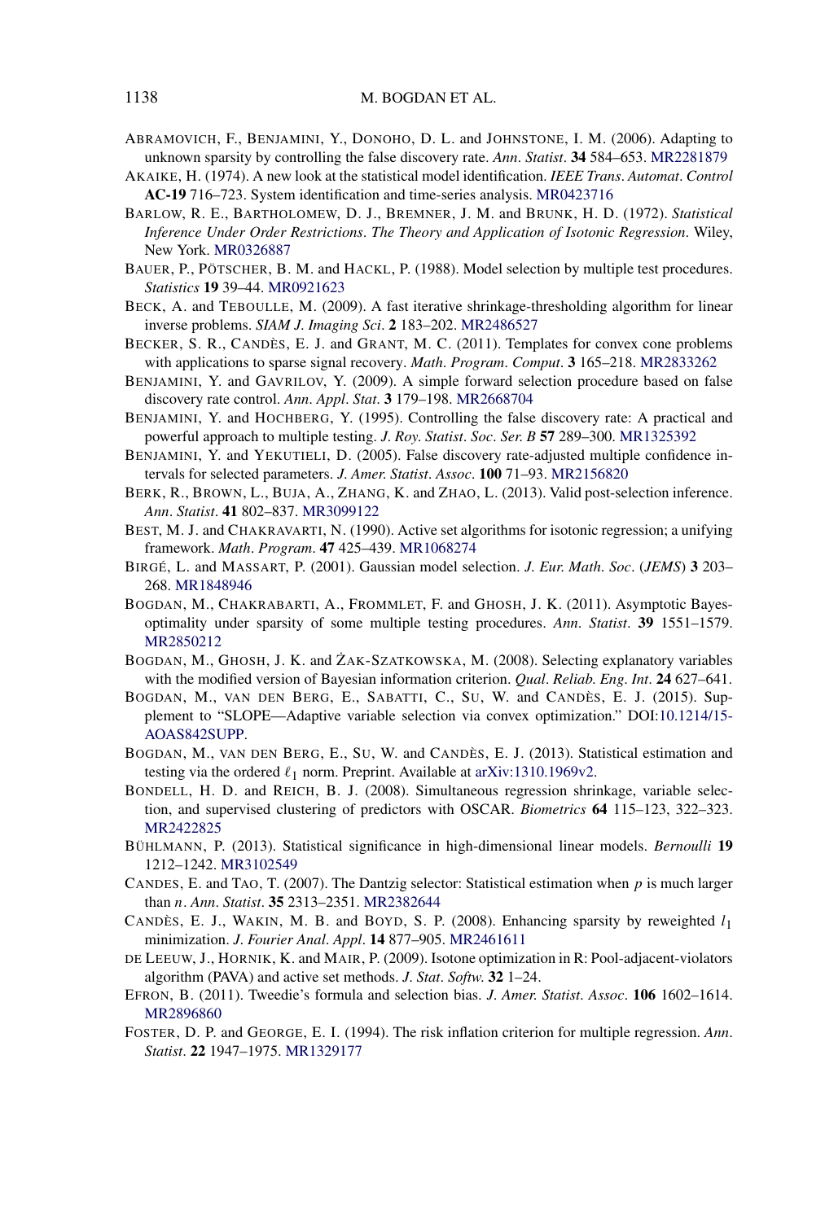ABRAMOVICH, F., BENJAMINI, Y., DONOHO, D. L. and JOHNSTONE, I. M. (2006). Adapting to unknown sparsity by controlling the false discovery rate. *Ann. Statist.* **34** 584–653. MR2281879

AKAIKE, H. (1974). A new look at the statistical model identification. *IEEE Trans. Automat. Control* **AC-19** 716–723. System identification and time-series analysis. MR0423716

BARLOW, R. E., BARTHOLOMEW, D. J., BREMNER, J. M. and BRUNK, H. D. (1972). *Statistical Inference Under Order Restrictions. The Theory and Application of Isotonic Regression*. Wiley, New York. MR0326887

BAUER, P., PÖTSCHER, B. M. and HACKL, P. (1988). Model selection by multiple test procedures. *Statistics* **19** 39–44. MR0921623

BECK, A. and TEBOULLE, M. (2009). A fast iterative shrinkage-thresholding algorithm for linear inverse problems. *SIAM J. Imaging Sci.* **2** 183–202. MR2486527

BECKER, S. R., CANDÈS, E. J. and GRANT, M. C. (2011). Templates for convex cone problems with applications to sparse signal recovery. *Math. Program. Comput.* **3** 165–218. MR2833262

BENJAMINI, Y. and GAVRILOV, Y. (2009). A simple forward selection procedure based on false discovery rate control. *Ann. Appl. Stat.* **3** 179–198. MR2668704

BENJAMINI, Y. and HOCHBERG, Y. (1995). Controlling the false discovery rate: A practical and powerful approach to multiple testing. *J. Roy. Statist. Soc. Ser. B* **57** 289–300. MR1325392

BENJAMINI, Y. and YEKUTIELI, D. (2005). False discovery rate-adjusted multiple confidence intervals for selected parameters. *J. Amer. Statist. Assoc.* **100** 71–93. MR2156820

BERK, R., BROWN, L., BUJA, A., ZHANG, K. and ZHAO, L. (2013). Valid post-selection inference. *Ann. Statist.* **41** 802–837. MR3099122

BEST, M. J. and CHAKRAVARTI, N. (1990). Active set algorithms for isotonic regression; a unifying framework. *Math. Program.* **47** 425–439. MR1068274

BIRGÉ, L. and MASSART, P. (2001). Gaussian model selection. *J. Eur. Math. Soc.* (*JEMS*) **3** 203–268. MR1848946

BOGDAN, M., CHAKRABARTI, A., FROMMLET, F. and GHOSH, J. K. (2011). Asymptotic Bayes-optimality under sparsity of some multiple testing procedures. *Ann. Statist.* **39** 1551–1579. MR2850212

BOGDAN, M., GHOSH, J. K. and ŻAK-SZATKOWSKA, M. (2008). Selecting explanatory variables with the modified version of Bayesian information criterion. *Qual. Reliab. Eng. Int.* **24** 627–641.

BOGDAN, M., VAN DEN BERG, E., SABATTI, C., SU, W. and CANDÈS, E. J. (2015). Supplement to "SLOPE—Adaptive variable selection via convex optimization." DOI:10.1214/15-AOAS842SUPP.

BOGDAN, M., VAN DEN BERG, E., SU, W. and CANDÈS, E. J. (2013). Statistical estimation and testing via the ordered $\ell_1$ norm. Preprint. Available at arXiv:1310.1969v2.

BONDELL, H. D. and REICH, B. J. (2008). Simultaneous regression shrinkage, variable selection, and supervised clustering of predictors with OSCAR. *Biometrics* **64** 115–123, 322–323. MR2422825

BÜHLMANN, P. (2013). Statistical significance in high-dimensional linear models. *Bernoulli* **19** 1212–1242. MR3102549

CANDES, E. and TAO, T. (2007). The Dantzig selector: Statistical estimation when $p$ is much larger than $n$. *Ann. Statist.* **35** 2313–2351. MR2382644

CANDÈS, E. J., WAKIN, M. B. and BOYD, S. P. (2008). Enhancing sparsity by reweighted $l_1$ minimization. *J. Fourier Anal. Appl.* **14** 877–905. MR2461611

DE LEEUW, J., HORNIK, K. and MAIR, P. (2009). Isotone optimization in R: Pool-adjacent-violators algorithm (PAVA) and active set methods. *J. Stat. Softw.* **32** 1–24.

EFRON, B. (2011). Tweedie's formula and selection bias. *J. Amer. Statist. Assoc.* **106** 1602–1614. MR2896860

FOSTER, D. P. and GEORGE, E. I. (1994). The risk inflation criterion for multiple regression. *Ann. Statist.* **22** 1947–1975. MR1329177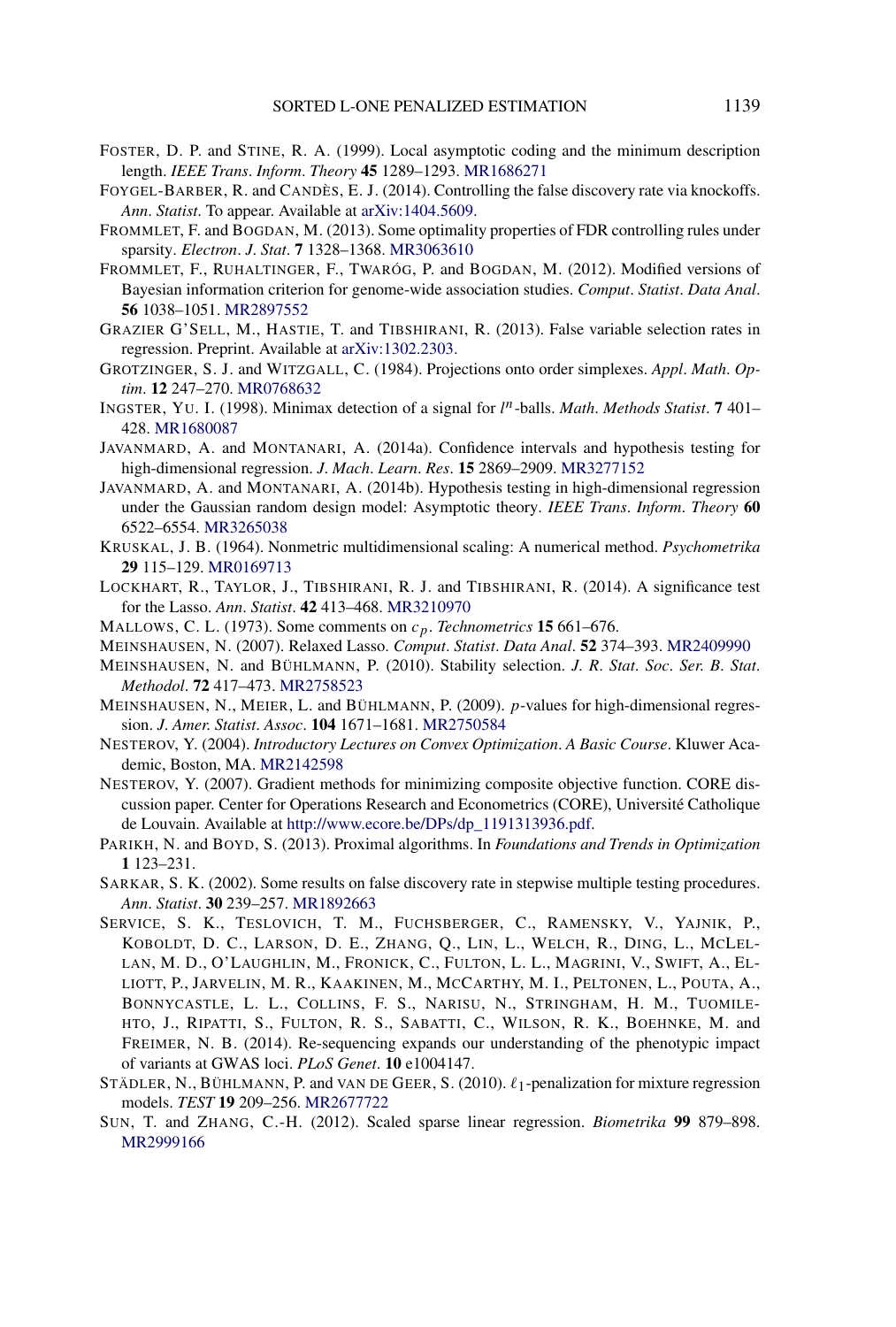FOSTER, D. P. and STINE, R. A. (1999). Local asymptotic coding and the minimum description length. *IEEE Trans. Inform. Theory* **45** 1289–1293. MR1686271

FOYGEL-BARBER, R. and CANDÈS, E. J. (2014). Controlling the false discovery rate via knockoffs. *Ann. Statist.* To appear. Available at arXiv:1404.5609.

FROMMLET, F. and BOGDAN, M. (2013). Some optimality properties of FDR controlling rules under sparsity. *Electron. J. Stat.* **7** 1328–1368. MR3063610

FROMMLET, F., RUHALTINGER, F., TWARÓG, P. and BOGDAN, M. (2012). Modified versions of Bayesian information criterion for genome-wide association studies. *Comput. Statist. Data Anal.* **56** 1038–1051. MR2897552

GRAZIER G'SELL, M., HASTIE, T. and TIBSHIRANI, R. (2013). False variable selection rates in regression. Preprint. Available at arXiv:1302.2303.

GROTZINGER, S. J. and WITZGALL, C. (1984). Projections onto order simplexes. *Appl. Math. Optim.* **12** 247–270. MR0768632

INGSTER, YU. I. (1998). Minimax detection of a signal for $l^n$-balls. *Math. Methods Statist.* **7** 401–428. MR1680087

JAVANMARD, A. and MONTANARI, A. (2014a). Confidence intervals and hypothesis testing for high-dimensional regression. *J. Mach. Learn. Res.* **15** 2869–2909. MR3277152

JAVANMARD, A. and MONTANARI, A. (2014b). Hypothesis testing in high-dimensional regression under the Gaussian random design model: Asymptotic theory. *IEEE Trans. Inform. Theory* **60** 6522–6554. MR3265038

KRUSKAL, J. B. (1964). Nonmetric multidimensional scaling: A numerical method. *Psychometrika* **29** 115–129. MR0169713

LOCKHART, R., TAYLOR, J., TIBSHIRANI, R. J. and TIBSHIRANI, R. (2014). A significance test for the Lasso. *Ann. Statist.* **42** 413–468. MR3210970

MALLOWS, C. L. (1973). Some comments on $c_p$. *Technometrics* **15** 661–676.

MEINSHAUSEN, N. (2007). Relaxed Lasso. *Comput. Statist. Data Anal.* **52** 374–393. MR2409990

MEINSHAUSEN, N. and BÜHLMANN, P. (2010). Stability selection. *J. R. Stat. Soc. Ser. B. Stat. Methodol.* **72** 417–473. MR2758523

MEINSHAUSEN, N., MEIER, L. and BÜHLMANN, P. (2009). $p$-values for high-dimensional regression. *J. Amer. Statist. Assoc.* **104** 1671–1681. MR2750584

NESTEROV, Y. (2004). *Introductory Lectures on Convex Optimization. A Basic Course*. Kluwer Academic, Boston, MA. MR2142598

NESTEROV, Y. (2007). Gradient methods for minimizing composite objective function. CORE discussion paper. Center for Operations Research and Econometrics (CORE), Université Catholique de Louvain. Available at http://www.ecore.be/DPs/dp_1191313936.pdf.

PARIKH, N. and BOYD, S. (2013). Proximal algorithms. In *Foundations and Trends in Optimization* **1** 123–231.

SARKAR, S. K. (2002). Some results on false discovery rate in stepwise multiple testing procedures. *Ann. Statist.* **30** 239–257. MR1892663

SERVICE, S. K., TESLOVICH, T. M., FUCHSBERGER, C., RAMENSKY, V., YAJNIK, P., KOBOLDT, D. C., LARSON, D. E., ZHANG, Q., LIN, L., WELCH, R., DING, L., MCLELLAN, M. D., O'LAUGHLIN, M., FRONICK, C., FULTON, L. L., MAGRINI, V., SWIFT, A., ELLIOTT, P., JARVELIN, M. R., KAAKINEN, M., MCCARTHY, M. I., PELTONEN, L., POUTA, A., BONNYCASTLE, L. L., COLLINS, F. S., NARISU, N., STRINGHAM, H. M., TUOMILEHTO, J., RIPATTI, S., FULTON, R. S., SABATTI, C., WILSON, R. K., BOEHNKE, M. and FREIMER, N. B. (2014). Re-sequencing expands our understanding of the phenotypic impact of variants at GWAS loci. *PLoS Genet.* **10** e1004147.

STÄDLER, N., BÜHLMANN, P. and VAN DE GEER, S. (2010). $\ell_1$-penalization for mixture regression models. *TEST* **19** 209–256. MR2677722

SUN, T. and ZHANG, C.-H. (2012). Scaled sparse linear regression. *Biometrika* **99** 879–898. MR2999166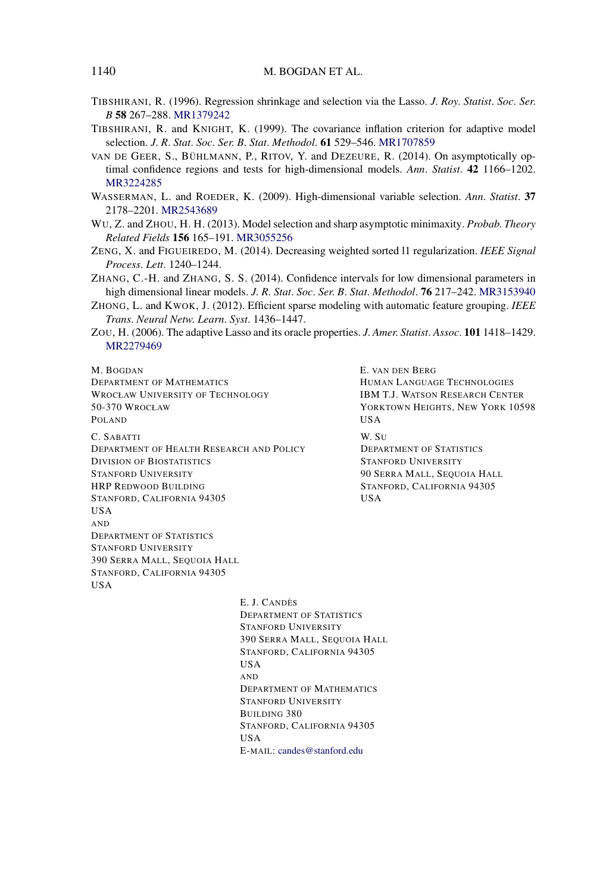TIBSHIRANI, R. (1996). Regression shrinkage and selection via the Lasso. *J. Roy. Statist. Soc. Ser. B* **58** 267–288. MR1379242

TIBSHIRANI, R. and KNIGHT, K. (1999). The covariance inflation criterion for adaptive model selection. *J. R. Stat. Soc. Ser. B. Stat. Methodol.* **61** 529–546. MR1707859

VAN DE GEER, S., BÜHLMANN, P., RITOV, Y. and DEZEURE, R. (2014). On asymptotically optimal confidence regions and tests for high-dimensional models. *Ann. Statist.* **42** 1166–1202. MR3224285

WASSERMAN, L. and ROEDER, K. (2009). High-dimensional variable selection. *Ann. Statist.* **37** 2178–2201. MR2543689

WU, Z. and ZHOU, H. H. (2013). Model selection and sharp asymptotic minimaxity. *Probab. Theory Related Fields* **156** 165–191. MR3055256

ZENG, X. and FIGUEIREDO, M. (2014). Decreasing weighted sorted l1 regularization. *IEEE Signal Process. Lett.* 1240–1244.

ZHANG, C.-H. and ZHANG, S. S. (2014). Confidence intervals for low dimensional parameters in high dimensional linear models. *J. R. Stat. Soc. Ser. B. Stat. Methodol.* **76** 217–242. MR3153940

ZHONG, L. and KWOK, J. (2012). Efficient sparse modeling with automatic feature grouping. *IEEE Trans. Neural Netw. Learn. Syst.* 1436–1447.

ZOU, H. (2006). The adaptive Lasso and its oracle properties. *J. Amer. Statist. Assoc.* **101** 1418–1429. MR2279469

M. BOGDAN
DEPARTMENT OF MATHEMATICS
WROCŁAW UNIVERSITY OF TECHNOLOGY
50-370 WROCŁAW
POLAND

E. VAN DEN BERG
HUMAN LANGUAGE TECHNOLOGIES
IBM T.J. WATSON RESEARCH CENTER
YORKTOWN HEIGHTS, NEW YORK 10598
USA

C. SABATTI
DEPARTMENT OF HEALTH RESEARCH AND POLICY
DIVISION OF BIOSTATISTICS
STANFORD UNIVERSITY
HRP REDWOOD BUILDING
STANFORD, CALIFORNIA 94305
USA
AND
DEPARTMENT OF STATISTICS
STANFORD UNIVERSITY
390 SERRA MALL, SEQUOIA HALL
STANFORD, CALIFORNIA 94305
USA

W. SU
DEPARTMENT OF STATISTICS
STANFORD UNIVERSITY
90 SERRA MALL, SEQUOIA HALL
STANFORD, CALIFORNIA 94305
USA

E. J. CANDÈS
DEPARTMENT OF STATISTICS
STANFORD UNIVERSITY
390 SERRA MALL, SEQUOIA HALL
STANFORD, CALIFORNIA 94305
USA
AND
DEPARTMENT OF MATHEMATICS
STANFORD UNIVERSITY
BUILDING 380
STANFORD, CALIFORNIA 94305
USA
E-MAIL: candes@stanford.edu